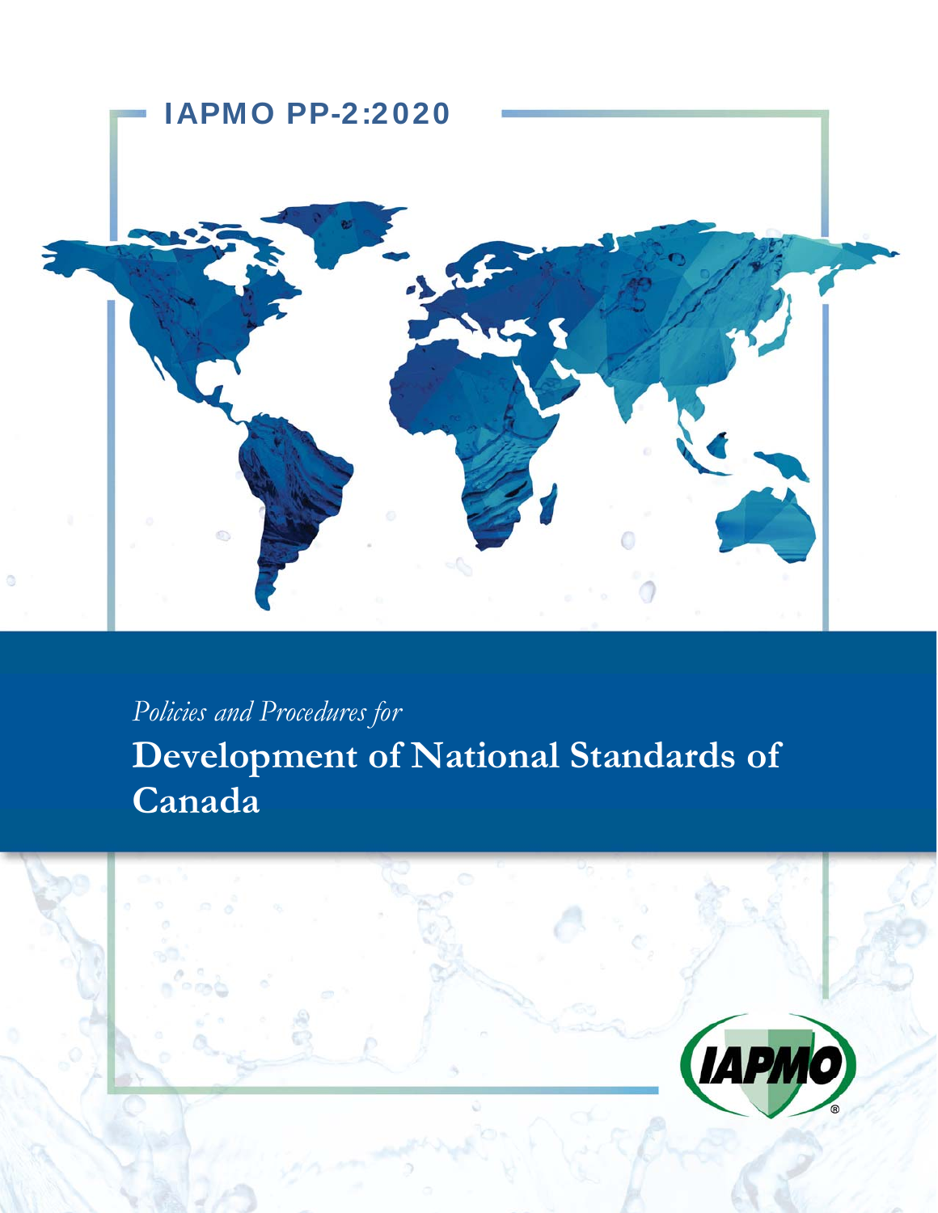# IAPMO PP-2:2020

*Policies and Procedures for*

## Development of National Standards of Canada

IAPMO®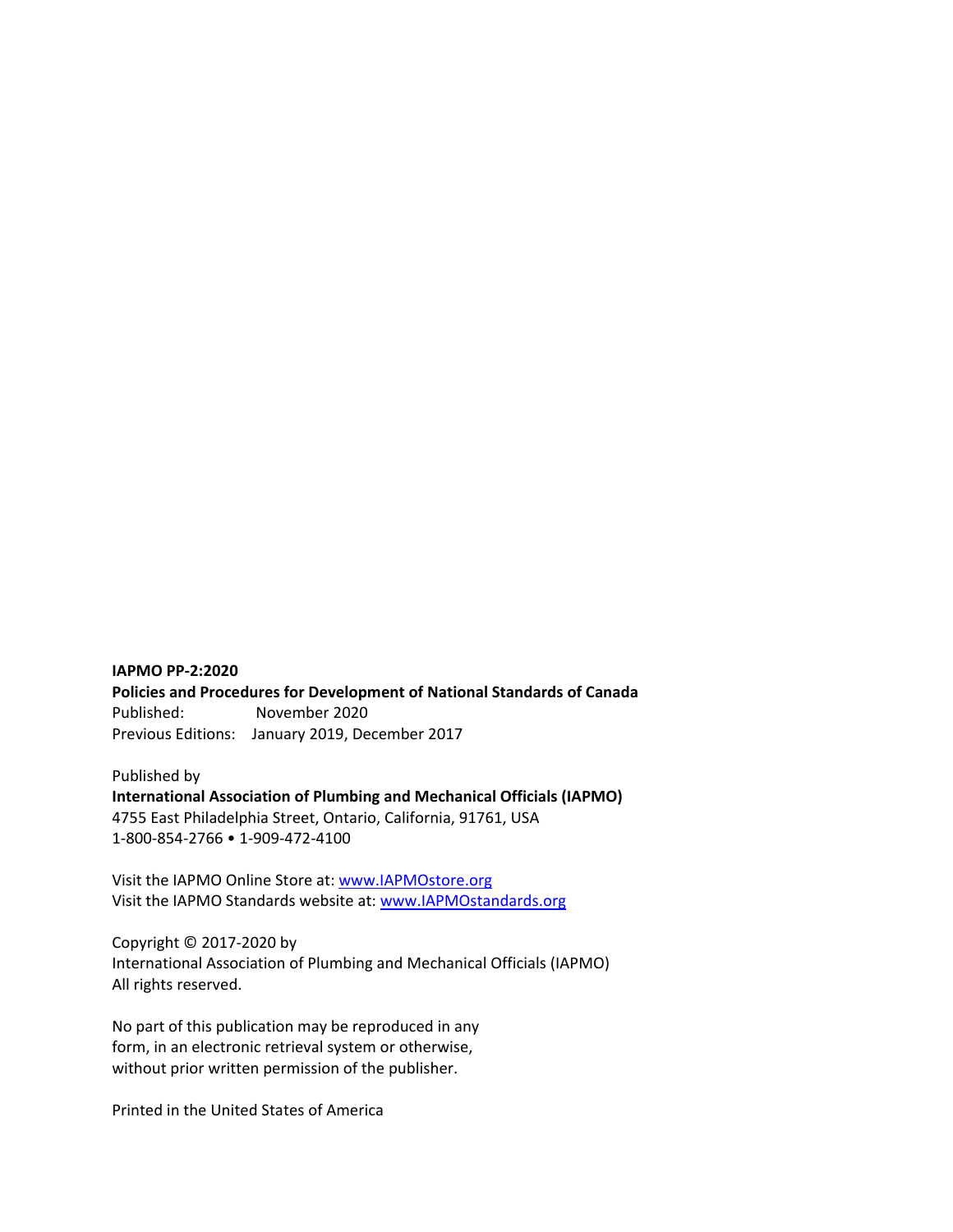**IAPMO PP-2:2020**
**Policies and Procedures for Development of National Standards of Canada**
Published: November 2020
Previous Editions: January 2019, December 2017

Published by
**International Association of Plumbing and Mechanical Officials (IAPMO)**
4755 East Philadelphia Street, Ontario, California, 91761, USA
1-800-854-2766 • 1-909-472-4100

Visit the IAPMO Online Store at: www.IAPMOstore.org
Visit the IAPMO Standards website at: www.IAPMOstandards.org

Copyright © 2017-2020 by
International Association of Plumbing and Mechanical Officials (IAPMO)
All rights reserved.

No part of this publication may be reproduced in any
form, in an electronic retrieval system or otherwise,
without prior written permission of the publisher.

Printed in the United States of America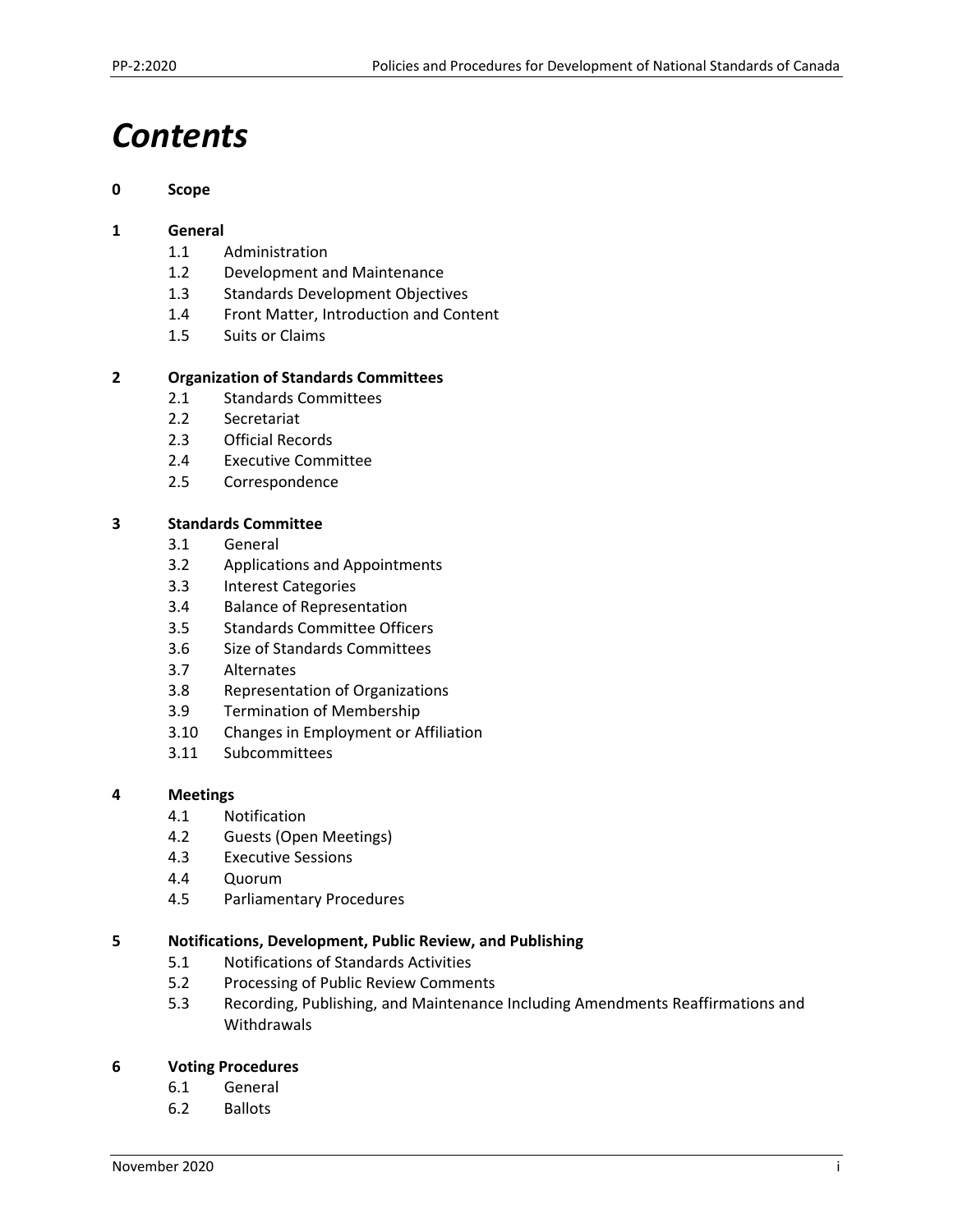# *Contents*

**0 Scope**

**1 General**

- 1.1 Administration
- 1.2 Development and Maintenance
- 1.3 Standards Development Objectives
- 1.4 Front Matter, Introduction and Content
- 1.5 Suits or Claims

**2 Organization of Standards Committees**

- 2.1 Standards Committees
- 2.2 Secretariat
- 2.3 Official Records
- 2.4 Executive Committee
- 2.5 Correspondence

**3 Standards Committee**

- 3.1 General
- 3.2 Applications and Appointments
- 3.3 Interest Categories
- 3.4 Balance of Representation
- 3.5 Standards Committee Officers
- 3.6 Size of Standards Committees
- 3.7 Alternates
- 3.8 Representation of Organizations
- 3.9 Termination of Membership
- 3.10 Changes in Employment or Affiliation
- 3.11 Subcommittees

**4 Meetings**

- 4.1 Notification
- 4.2 Guests (Open Meetings)
- 4.3 Executive Sessions
- 4.4 Quorum
- 4.5 Parliamentary Procedures

**5 Notifications, Development, Public Review, and Publishing**

- 5.1 Notifications of Standards Activities
- 5.2 Processing of Public Review Comments
- 5.3 Recording, Publishing, and Maintenance Including Amendments Reaffirmations and Withdrawals

**6 Voting Procedures**

- 6.1 General
- 6.2 Ballots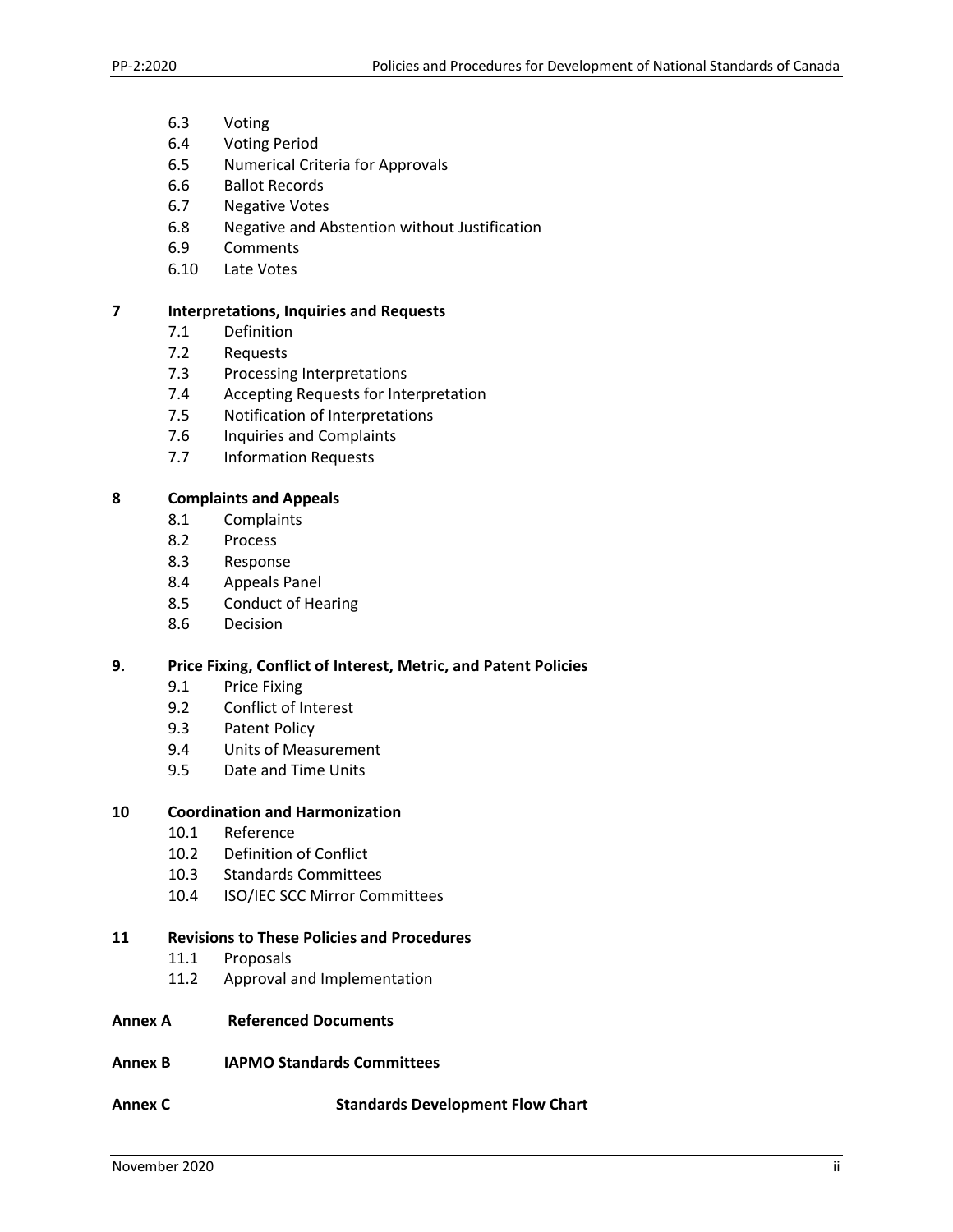6.3 Voting
6.4 Voting Period
6.5 Numerical Criteria for Approvals
6.6 Ballot Records
6.7 Negative Votes
6.8 Negative and Abstention without Justification
6.9 Comments
6.10 Late Votes

**7 Interpretations, Inquiries and Requests**

7.1 Definition
7.2 Requests
7.3 Processing Interpretations
7.4 Accepting Requests for Interpretation
7.5 Notification of Interpretations
7.6 Inquiries and Complaints
7.7 Information Requests

**8 Complaints and Appeals**

8.1 Complaints
8.2 Process
8.3 Response
8.4 Appeals Panel
8.5 Conduct of Hearing
8.6 Decision

**9. Price Fixing, Conflict of Interest, Metric, and Patent Policies**

9.1 Price Fixing
9.2 Conflict of Interest
9.3 Patent Policy
9.4 Units of Measurement
9.5 Date and Time Units

**10 Coordination and Harmonization**

10.1 Reference
10.2 Definition of Conflict
10.3 Standards Committees
10.4 ISO/IEC SCC Mirror Committees

**11 Revisions to These Policies and Procedures**

11.1 Proposals
11.2 Approval and Implementation

**Annex A Referenced Documents**

**Annex B IAPMO Standards Committees**

**Annex C Standards Development Flow Chart**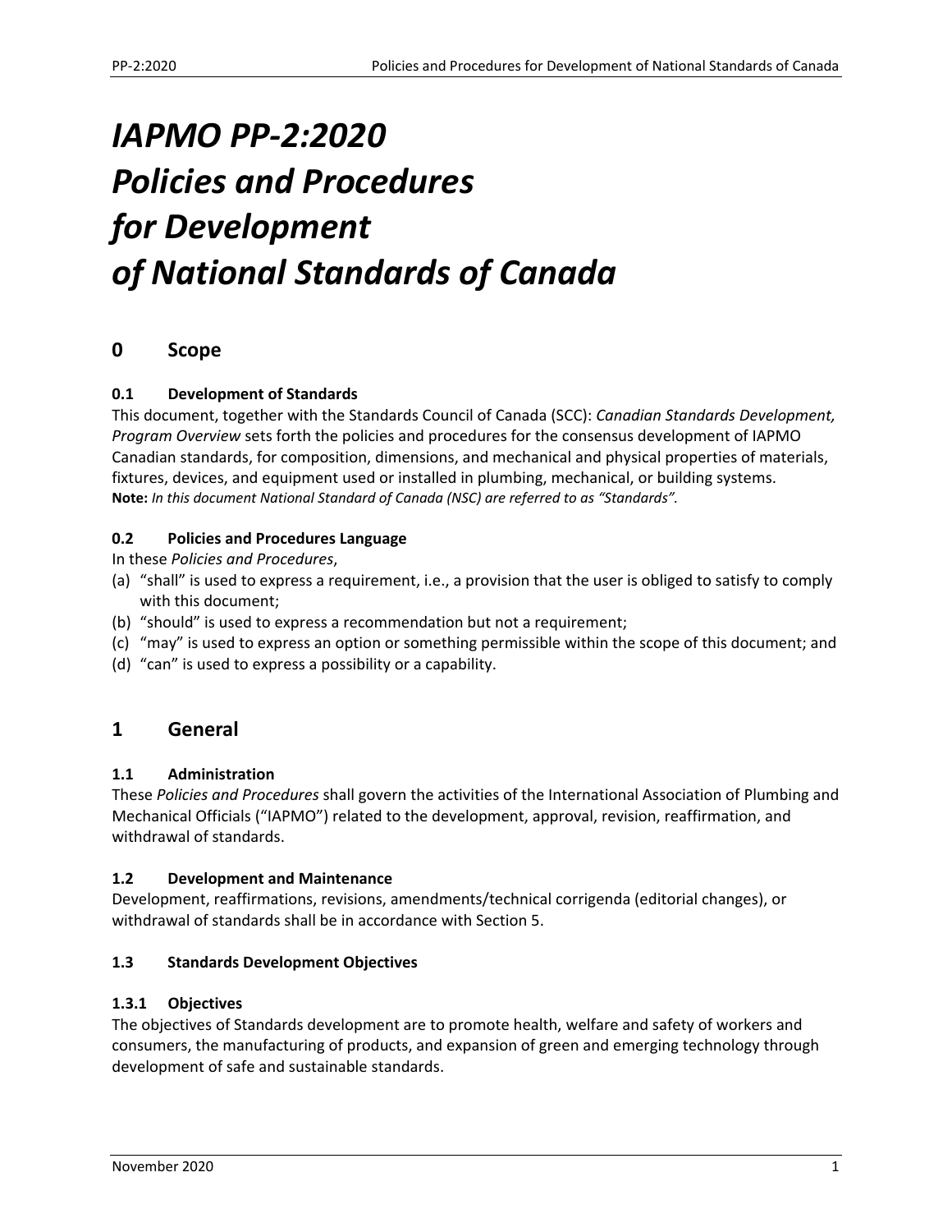# *IAPMO PP-2:2020 Policies and Procedures for Development of National Standards of Canada*

## 0 Scope

### 0.1 Development of Standards

This document, together with the Standards Council of Canada (SCC): *Canadian Standards Development, Program Overview* sets forth the policies and procedures for the consensus development of IAPMO Canadian standards, for composition, dimensions, and mechanical and physical properties of materials, fixtures, devices, and equipment used or installed in plumbing, mechanical, or building systems.

**Note:** *In this document National Standard of Canada (NSC) are referred to as "Standards".*

### 0.2 Policies and Procedures Language

In these *Policies and Procedures*,

(a) "shall" is used to express a requirement, i.e., a provision that the user is obliged to satisfy to comply with this document;
(b) "should" is used to express a recommendation but not a requirement;
(c) "may" is used to express an option or something permissible within the scope of this document; and
(d) "can" is used to express a possibility or a capability.

## 1 General

### 1.1 Administration

These *Policies and Procedures* shall govern the activities of the International Association of Plumbing and Mechanical Officials ("IAPMO") related to the development, approval, revision, reaffirmation, and withdrawal of standards.

### 1.2 Development and Maintenance

Development, reaffirmations, revisions, amendments/technical corrigenda (editorial changes), or withdrawal of standards shall be in accordance with Section 5.

### 1.3 Standards Development Objectives

#### 1.3.1 Objectives

The objectives of Standards development are to promote health, welfare and safety of workers and consumers, the manufacturing of products, and expansion of green and emerging technology through development of safe and sustainable standards.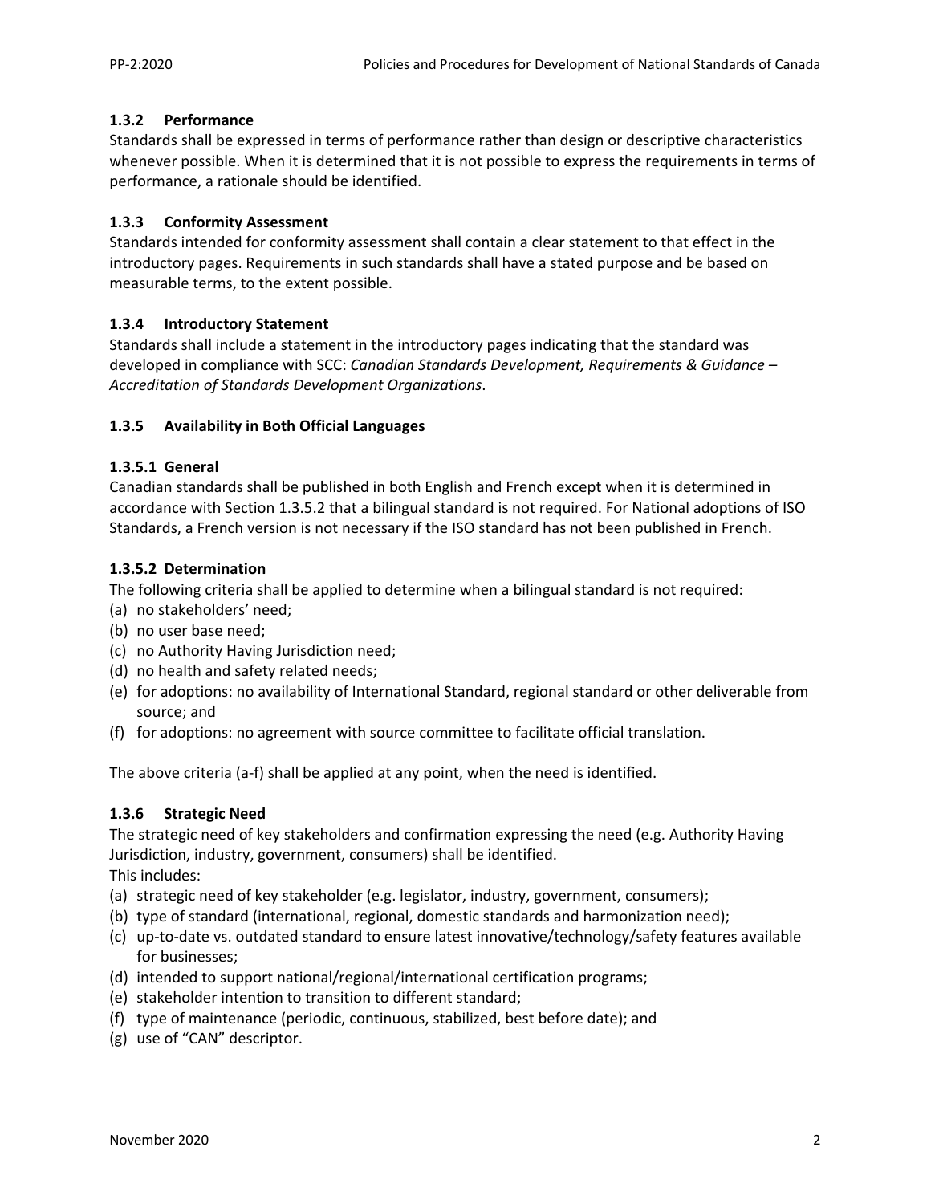### 1.3.2 Performance

Standards shall be expressed in terms of performance rather than design or descriptive characteristics whenever possible. When it is determined that it is not possible to express the requirements in terms of performance, a rationale should be identified.

### 1.3.3 Conformity Assessment

Standards intended for conformity assessment shall contain a clear statement to that effect in the introductory pages. Requirements in such standards shall have a stated purpose and be based on measurable terms, to the extent possible.

### 1.3.4 Introductory Statement

Standards shall include a statement in the introductory pages indicating that the standard was developed in compliance with SCC: *Canadian Standards Development, Requirements & Guidance – Accreditation of Standards Development Organizations*.

### 1.3.5 Availability in Both Official Languages

#### 1.3.5.1 General

Canadian standards shall be published in both English and French except when it is determined in accordance with Section 1.3.5.2 that a bilingual standard is not required. For National adoptions of ISO Standards, a French version is not necessary if the ISO standard has not been published in French.

#### 1.3.5.2 Determination

The following criteria shall be applied to determine when a bilingual standard is not required:

(a) no stakeholders' need;
(b) no user base need;
(c) no Authority Having Jurisdiction need;
(d) no health and safety related needs;
(e) for adoptions: no availability of International Standard, regional standard or other deliverable from source; and
(f) for adoptions: no agreement with source committee to facilitate official translation.

The above criteria (a-f) shall be applied at any point, when the need is identified.

### 1.3.6 Strategic Need

The strategic need of key stakeholders and confirmation expressing the need (e.g. Authority Having Jurisdiction, industry, government, consumers) shall be identified.
This includes:

(a) strategic need of key stakeholder (e.g. legislator, industry, government, consumers);
(b) type of standard (international, regional, domestic standards and harmonization need);
(c) up-to-date vs. outdated standard to ensure latest innovative/technology/safety features available for businesses;
(d) intended to support national/regional/international certification programs;
(e) stakeholder intention to transition to different standard;
(f) type of maintenance (periodic, continuous, stabilized, best before date); and
(g) use of "CAN" descriptor.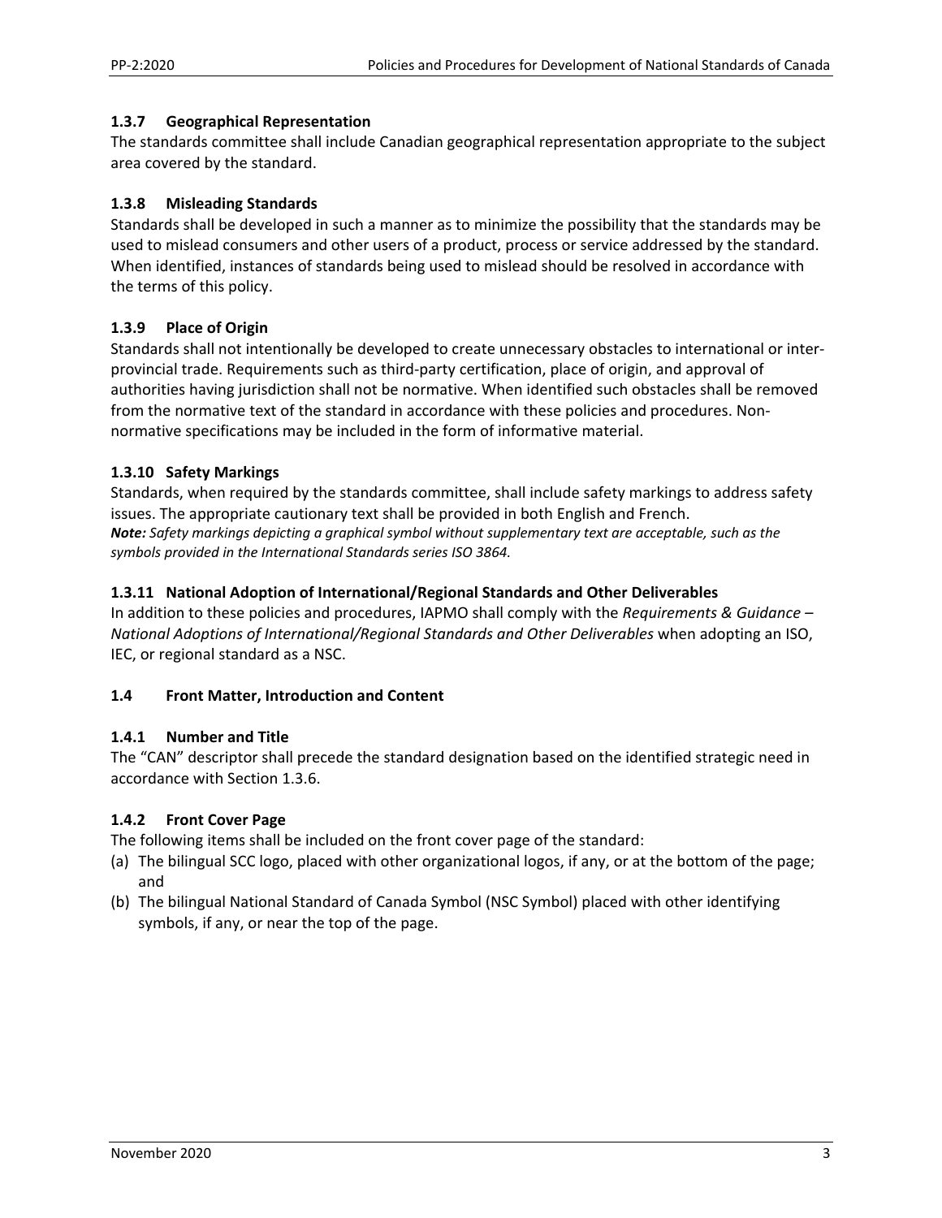### 1.3.7 Geographical Representation

The standards committee shall include Canadian geographical representation appropriate to the subject area covered by the standard.

### 1.3.8 Misleading Standards

Standards shall be developed in such a manner as to minimize the possibility that the standards may be used to mislead consumers and other users of a product, process or service addressed by the standard. When identified, instances of standards being used to mislead should be resolved in accordance with the terms of this policy.

### 1.3.9 Place of Origin

Standards shall not intentionally be developed to create unnecessary obstacles to international or inter-provincial trade. Requirements such as third-party certification, place of origin, and approval of authorities having jurisdiction shall not be normative. When identified such obstacles shall be removed from the normative text of the standard in accordance with these policies and procedures. Non-normative specifications may be included in the form of informative material.

### 1.3.10 Safety Markings

Standards, when required by the standards committee, shall include safety markings to address safety issues. The appropriate cautionary text shall be provided in both English and French.

***Note:*** *Safety markings depicting a graphical symbol without supplementary text are acceptable, such as the symbols provided in the International Standards series ISO 3864.*

### 1.3.11 National Adoption of International/Regional Standards and Other Deliverables

In addition to these policies and procedures, IAPMO shall comply with the *Requirements & Guidance – National Adoptions of International/Regional Standards and Other Deliverables* when adopting an ISO, IEC, or regional standard as a NSC.

## 1.4 Front Matter, Introduction and Content

### 1.4.1 Number and Title

The "CAN" descriptor shall precede the standard designation based on the identified strategic need in accordance with Section 1.3.6.

### 1.4.2 Front Cover Page

The following items shall be included on the front cover page of the standard:

(a) The bilingual SCC logo, placed with other organizational logos, if any, or at the bottom of the page; and

(b) The bilingual National Standard of Canada Symbol (NSC Symbol) placed with other identifying symbols, if any, or near the top of the page.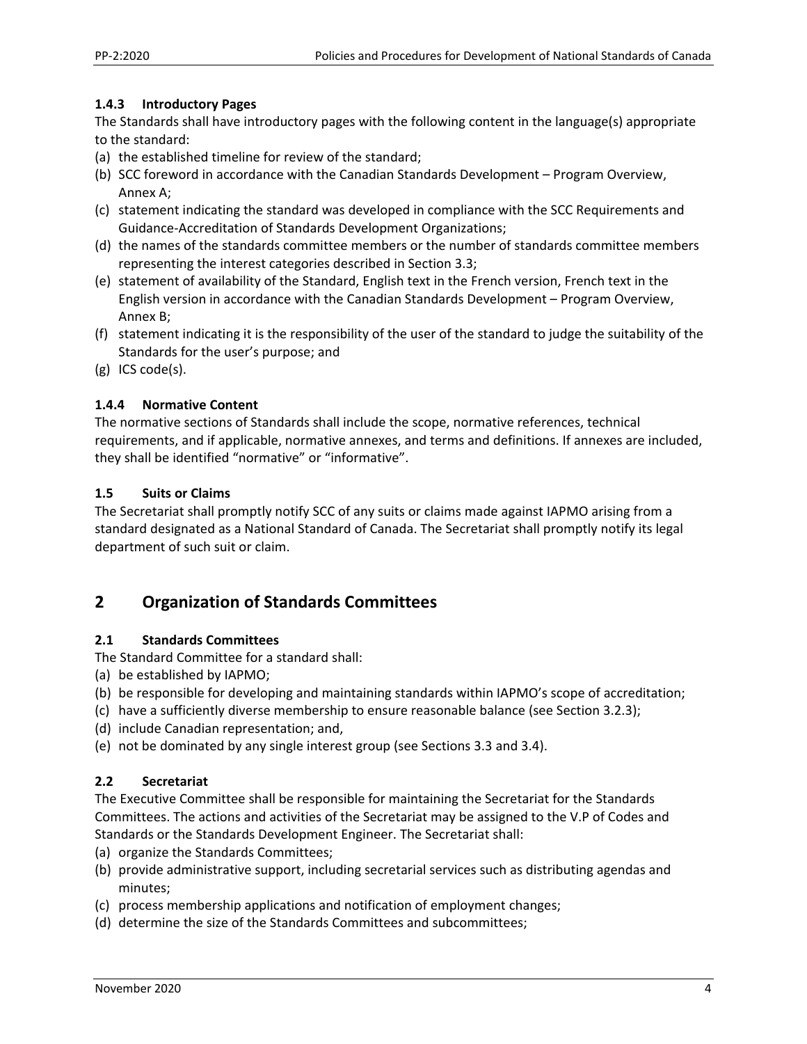#### 1.4.3 Introductory Pages

The Standards shall have introductory pages with the following content in the language(s) appropriate to the standard:

(a) the established timeline for review of the standard;
(b) SCC foreword in accordance with the Canadian Standards Development – Program Overview, Annex A;
(c) statement indicating the standard was developed in compliance with the SCC Requirements and Guidance-Accreditation of Standards Development Organizations;
(d) the names of the standards committee members or the number of standards committee members representing the interest categories described in Section 3.3;
(e) statement of availability of the Standard, English text in the French version, French text in the English version in accordance with the Canadian Standards Development – Program Overview, Annex B;
(f) statement indicating it is the responsibility of the user of the standard to judge the suitability of the Standards for the user's purpose; and
(g) ICS code(s).

#### 1.4.4 Normative Content

The normative sections of Standards shall include the scope, normative references, technical requirements, and if applicable, normative annexes, and terms and definitions. If annexes are included, they shall be identified "normative" or "informative".

### 1.5 Suits or Claims

The Secretariat shall promptly notify SCC of any suits or claims made against IAPMO arising from a standard designated as a National Standard of Canada. The Secretariat shall promptly notify its legal department of such suit or claim.

## 2 Organization of Standards Committees

### 2.1 Standards Committees

The Standard Committee for a standard shall:

(a) be established by IAPMO;
(b) be responsible for developing and maintaining standards within IAPMO's scope of accreditation;
(c) have a sufficiently diverse membership to ensure reasonable balance (see Section 3.2.3);
(d) include Canadian representation; and,
(e) not be dominated by any single interest group (see Sections 3.3 and 3.4).

### 2.2 Secretariat

The Executive Committee shall be responsible for maintaining the Secretariat for the Standards Committees. The actions and activities of the Secretariat may be assigned to the V.P of Codes and Standards or the Standards Development Engineer. The Secretariat shall:

(a) organize the Standards Committees;
(b) provide administrative support, including secretarial services such as distributing agendas and minutes;
(c) process membership applications and notification of employment changes;
(d) determine the size of the Standards Committees and subcommittees;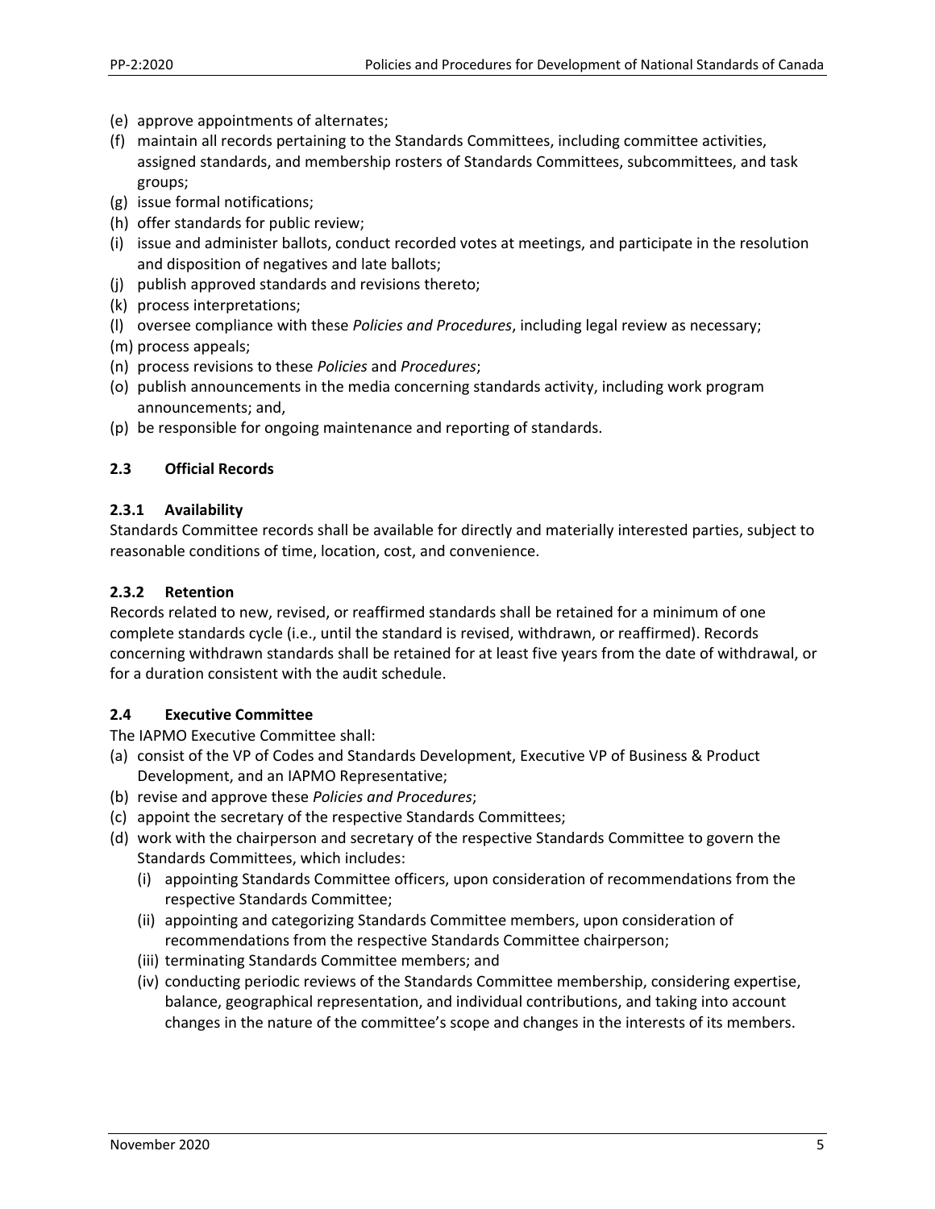(e) approve appointments of alternates;
(f) maintain all records pertaining to the Standards Committees, including committee activities, assigned standards, and membership rosters of Standards Committees, subcommittees, and task groups;
(g) issue formal notifications;
(h) offer standards for public review;
(i) issue and administer ballots, conduct recorded votes at meetings, and participate in the resolution and disposition of negatives and late ballots;
(j) publish approved standards and revisions thereto;
(k) process interpretations;
(l) oversee compliance with these *Policies and Procedures*, including legal review as necessary;
(m) process appeals;
(n) process revisions to these *Policies* and *Procedures*;
(o) publish announcements in the media concerning standards activity, including work program announcements; and,
(p) be responsible for ongoing maintenance and reporting of standards.

## 2.3 Official Records

### 2.3.1 Availability

Standards Committee records shall be available for directly and materially interested parties, subject to reasonable conditions of time, location, cost, and convenience.

### 2.3.2 Retention

Records related to new, revised, or reaffirmed standards shall be retained for a minimum of one complete standards cycle (i.e., until the standard is revised, withdrawn, or reaffirmed). Records concerning withdrawn standards shall be retained for at least five years from the date of withdrawal, or for a duration consistent with the audit schedule.

## 2.4 Executive Committee

The IAPMO Executive Committee shall:

(a) consist of the VP of Codes and Standards Development, Executive VP of Business & Product Development, and an IAPMO Representative;
(b) revise and approve these *Policies and Procedures*;
(c) appoint the secretary of the respective Standards Committees;
(d) work with the chairperson and secretary of the respective Standards Committee to govern the Standards Committees, which includes:
   (i) appointing Standards Committee officers, upon consideration of recommendations from the respective Standards Committee;
   (ii) appointing and categorizing Standards Committee members, upon consideration of recommendations from the respective Standards Committee chairperson;
   (iii) terminating Standards Committee members; and
   (iv) conducting periodic reviews of the Standards Committee membership, considering expertise, balance, geographical representation, and individual contributions, and taking into account changes in the nature of the committee's scope and changes in the interests of its members.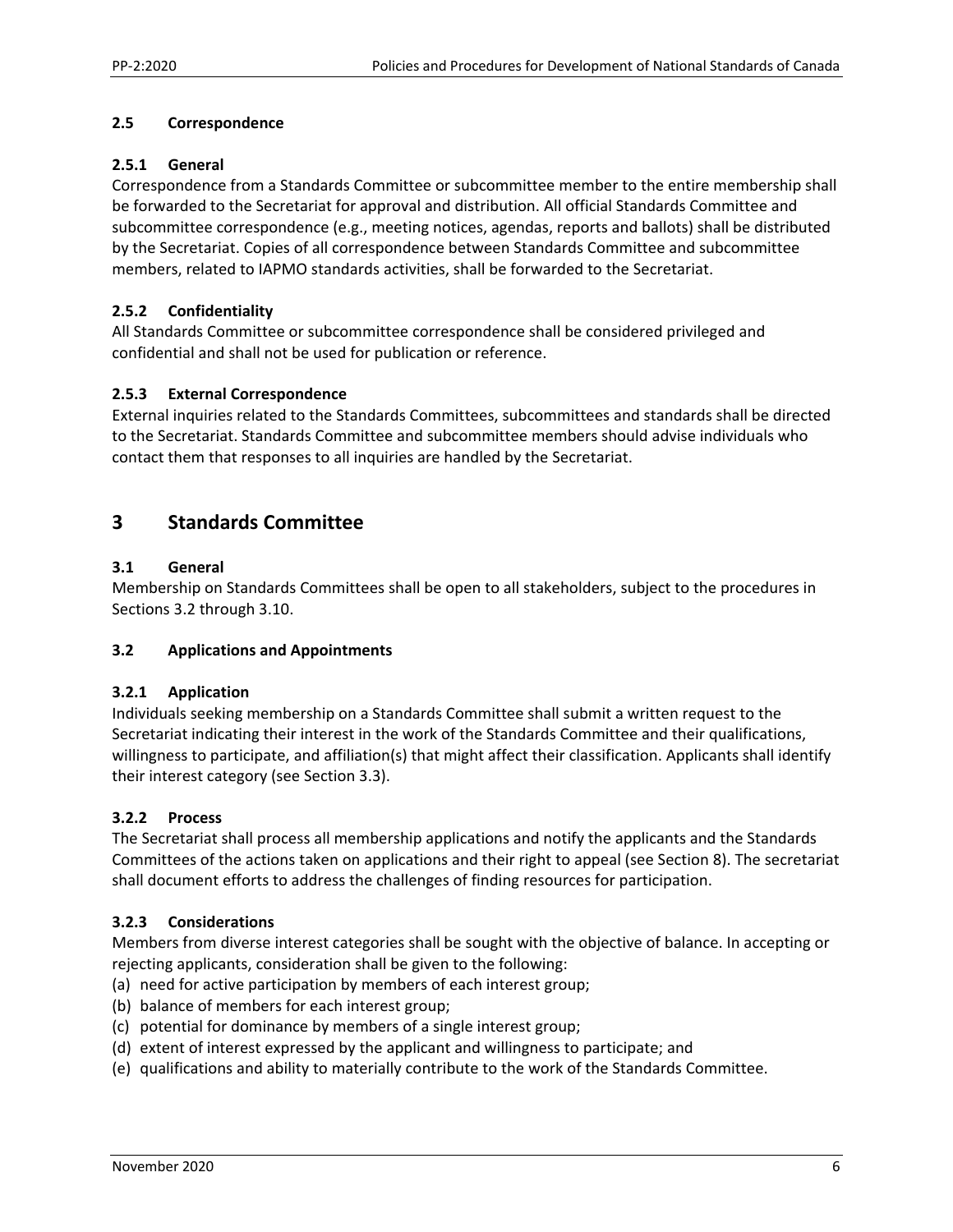### 2.5 Correspondence

#### 2.5.1 General

Correspondence from a Standards Committee or subcommittee member to the entire membership shall be forwarded to the Secretariat for approval and distribution. All official Standards Committee and subcommittee correspondence (e.g., meeting notices, agendas, reports and ballots) shall be distributed by the Secretariat. Copies of all correspondence between Standards Committee and subcommittee members, related to IAPMO standards activities, shall be forwarded to the Secretariat.

#### 2.5.2 Confidentiality

All Standards Committee or subcommittee correspondence shall be considered privileged and confidential and shall not be used for publication or reference.

#### 2.5.3 External Correspondence

External inquiries related to the Standards Committees, subcommittees and standards shall be directed to the Secretariat. Standards Committee and subcommittee members should advise individuals who contact them that responses to all inquiries are handled by the Secretariat.

## 3 Standards Committee

### 3.1 General

Membership on Standards Committees shall be open to all stakeholders, subject to the procedures in Sections 3.2 through 3.10.

### 3.2 Applications and Appointments

#### 3.2.1 Application

Individuals seeking membership on a Standards Committee shall submit a written request to the Secretariat indicating their interest in the work of the Standards Committee and their qualifications, willingness to participate, and affiliation(s) that might affect their classification. Applicants shall identify their interest category (see Section 3.3).

#### 3.2.2 Process

The Secretariat shall process all membership applications and notify the applicants and the Standards Committees of the actions taken on applications and their right to appeal (see Section 8). The secretariat shall document efforts to address the challenges of finding resources for participation.

#### 3.2.3 Considerations

Members from diverse interest categories shall be sought with the objective of balance. In accepting or rejecting applicants, consideration shall be given to the following:

(a) need for active participation by members of each interest group;
(b) balance of members for each interest group;
(c) potential for dominance by members of a single interest group;
(d) extent of interest expressed by the applicant and willingness to participate; and
(e) qualifications and ability to materially contribute to the work of the Standards Committee.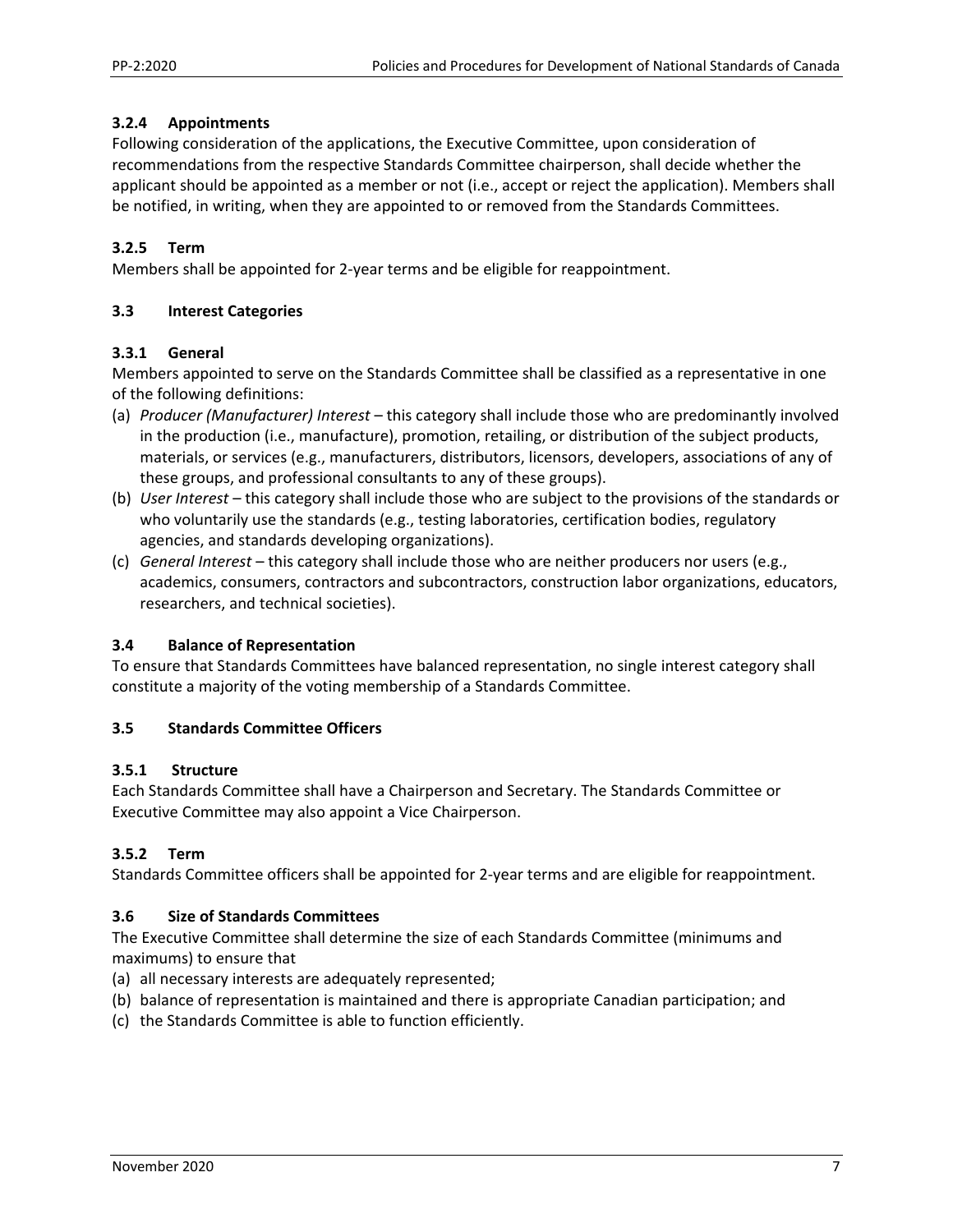### 3.2.4 Appointments

Following consideration of the applications, the Executive Committee, upon consideration of recommendations from the respective Standards Committee chairperson, shall decide whether the applicant should be appointed as a member or not (i.e., accept or reject the application). Members shall be notified, in writing, when they are appointed to or removed from the Standards Committees.

### 3.2.5 Term

Members shall be appointed for 2-year terms and be eligible for reappointment.

## 3.3 Interest Categories

### 3.3.1 General

Members appointed to serve on the Standards Committee shall be classified as a representative in one of the following definitions:

(a) *Producer (Manufacturer) Interest* – this category shall include those who are predominantly involved in the production (i.e., manufacture), promotion, retailing, or distribution of the subject products, materials, or services (e.g., manufacturers, distributors, licensors, developers, associations of any of these groups, and professional consultants to any of these groups).

(b) *User Interest* – this category shall include those who are subject to the provisions of the standards or who voluntarily use the standards (e.g., testing laboratories, certification bodies, regulatory agencies, and standards developing organizations).

(c) *General Interest* – this category shall include those who are neither producers nor users (e.g., academics, consumers, contractors and subcontractors, construction labor organizations, educators, researchers, and technical societies).

## 3.4 Balance of Representation

To ensure that Standards Committees have balanced representation, no single interest category shall constitute a majority of the voting membership of a Standards Committee.

## 3.5 Standards Committee Officers

### 3.5.1 Structure

Each Standards Committee shall have a Chairperson and Secretary. The Standards Committee or Executive Committee may also appoint a Vice Chairperson.

### 3.5.2 Term

Standards Committee officers shall be appointed for 2-year terms and are eligible for reappointment.

## 3.6 Size of Standards Committees

The Executive Committee shall determine the size of each Standards Committee (minimums and maximums) to ensure that

(a) all necessary interests are adequately represented;

(b) balance of representation is maintained and there is appropriate Canadian participation; and

(c) the Standards Committee is able to function efficiently.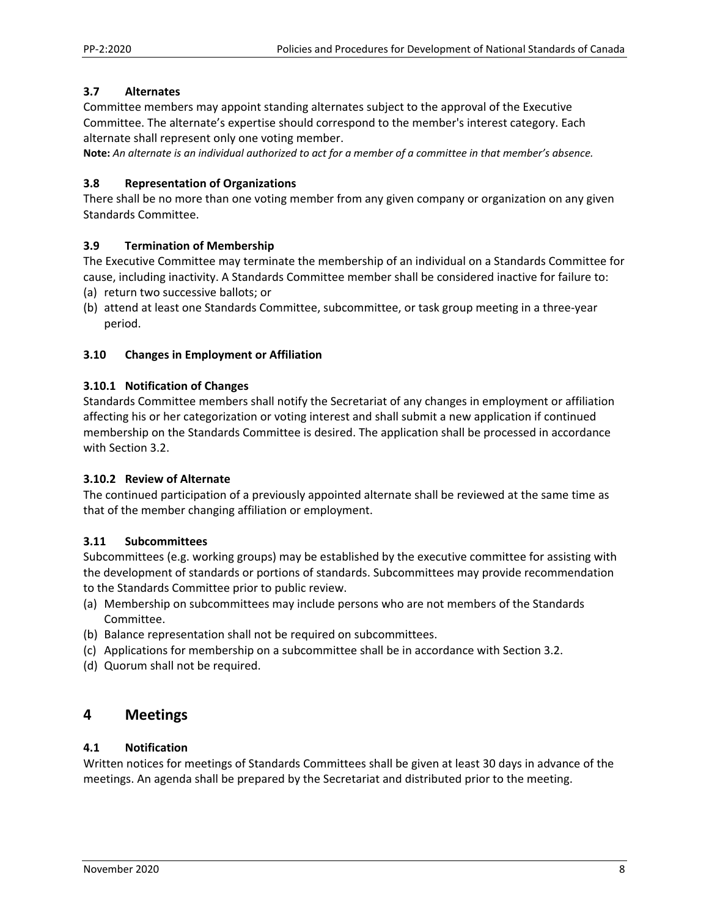### 3.7 Alternates

Committee members may appoint standing alternates subject to the approval of the Executive Committee. The alternate's expertise should correspond to the member's interest category. Each alternate shall represent only one voting member.

**Note:** *An alternate is an individual authorized to act for a member of a committee in that member's absence.*

### 3.8 Representation of Organizations

There shall be no more than one voting member from any given company or organization on any given Standards Committee.

### 3.9 Termination of Membership

The Executive Committee may terminate the membership of an individual on a Standards Committee for cause, including inactivity. A Standards Committee member shall be considered inactive for failure to:

(a) return two successive ballots; or
(b) attend at least one Standards Committee, subcommittee, or task group meeting in a three-year period.

### 3.10 Changes in Employment or Affiliation

#### 3.10.1 Notification of Changes

Standards Committee members shall notify the Secretariat of any changes in employment or affiliation affecting his or her categorization or voting interest and shall submit a new application if continued membership on the Standards Committee is desired. The application shall be processed in accordance with Section 3.2.

#### 3.10.2 Review of Alternate

The continued participation of a previously appointed alternate shall be reviewed at the same time as that of the member changing affiliation or employment.

### 3.11 Subcommittees

Subcommittees (e.g. working groups) may be established by the executive committee for assisting with the development of standards or portions of standards. Subcommittees may provide recommendation to the Standards Committee prior to public review.

(a) Membership on subcommittees may include persons who are not members of the Standards Committee.
(b) Balance representation shall not be required on subcommittees.
(c) Applications for membership on a subcommittee shall be in accordance with Section 3.2.
(d) Quorum shall not be required.

## 4 Meetings

### 4.1 Notification

Written notices for meetings of Standards Committees shall be given at least 30 days in advance of the meetings. An agenda shall be prepared by the Secretariat and distributed prior to the meeting.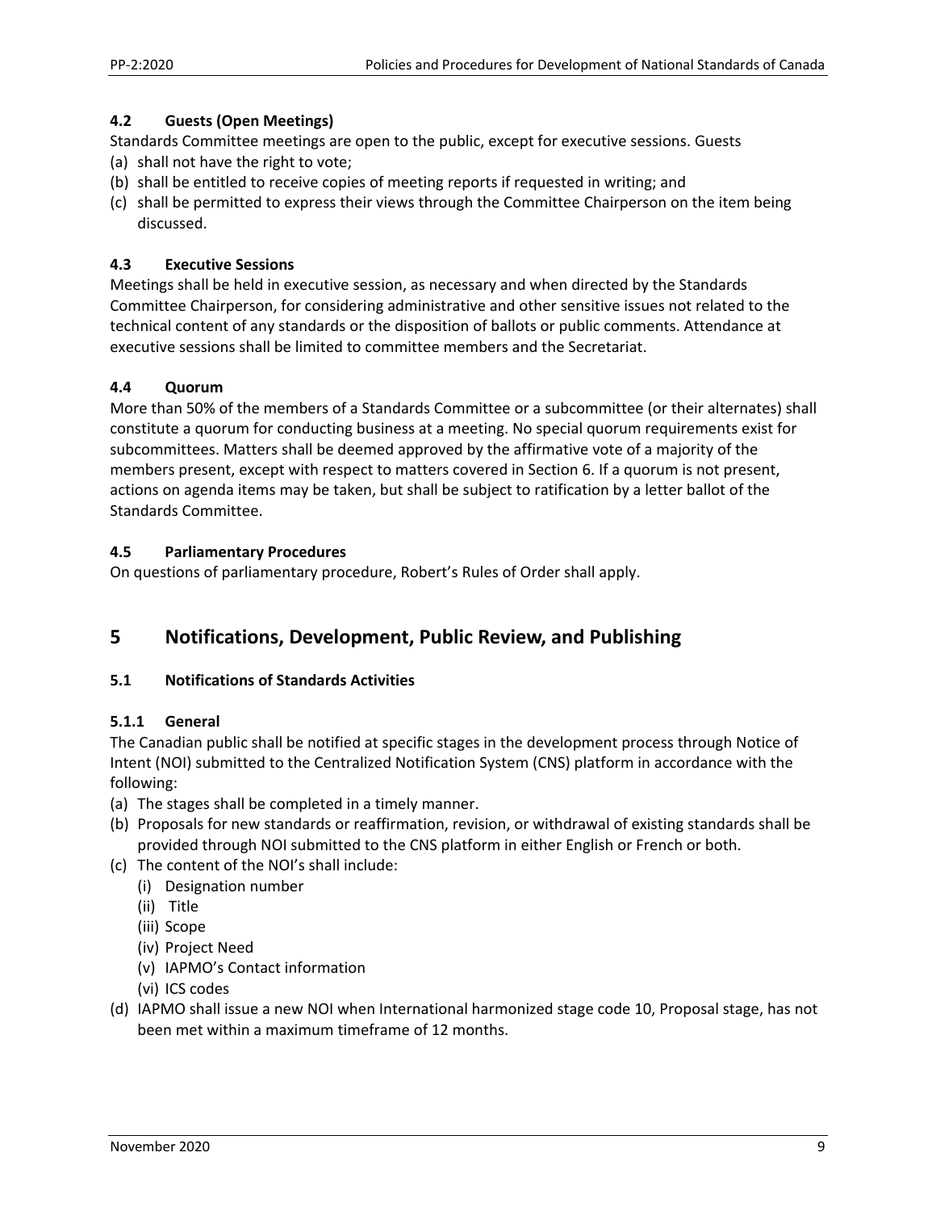### 4.2 Guests (Open Meetings)

Standards Committee meetings are open to the public, except for executive sessions. Guests

(a) shall not have the right to vote;
(b) shall be entitled to receive copies of meeting reports if requested in writing; and
(c) shall be permitted to express their views through the Committee Chairperson on the item being discussed.

### 4.3 Executive Sessions

Meetings shall be held in executive session, as necessary and when directed by the Standards Committee Chairperson, for considering administrative and other sensitive issues not related to the technical content of any standards or the disposition of ballots or public comments. Attendance at executive sessions shall be limited to committee members and the Secretariat.

### 4.4 Quorum

More than 50% of the members of a Standards Committee or a subcommittee (or their alternates) shall constitute a quorum for conducting business at a meeting. No special quorum requirements exist for subcommittees. Matters shall be deemed approved by the affirmative vote of a majority of the members present, except with respect to matters covered in Section 6. If a quorum is not present, actions on agenda items may be taken, but shall be subject to ratification by a letter ballot of the Standards Committee.

### 4.5 Parliamentary Procedures

On questions of parliamentary procedure, Robert's Rules of Order shall apply.

## 5 Notifications, Development, Public Review, and Publishing

### 5.1 Notifications of Standards Activities

#### 5.1.1 General

The Canadian public shall be notified at specific stages in the development process through Notice of Intent (NOI) submitted to the Centralized Notification System (CNS) platform in accordance with the following:

(a) The stages shall be completed in a timely manner.
(b) Proposals for new standards or reaffirmation, revision, or withdrawal of existing standards shall be provided through NOI submitted to the CNS platform in either English or French or both.
(c) The content of the NOI's shall include:
    (i) Designation number
    (ii) Title
    (iii) Scope
    (iv) Project Need
    (v) IAPMO's Contact information
    (vi) ICS codes
(d) IAPMO shall issue a new NOI when International harmonized stage code 10, Proposal stage, has not been met within a maximum timeframe of 12 months.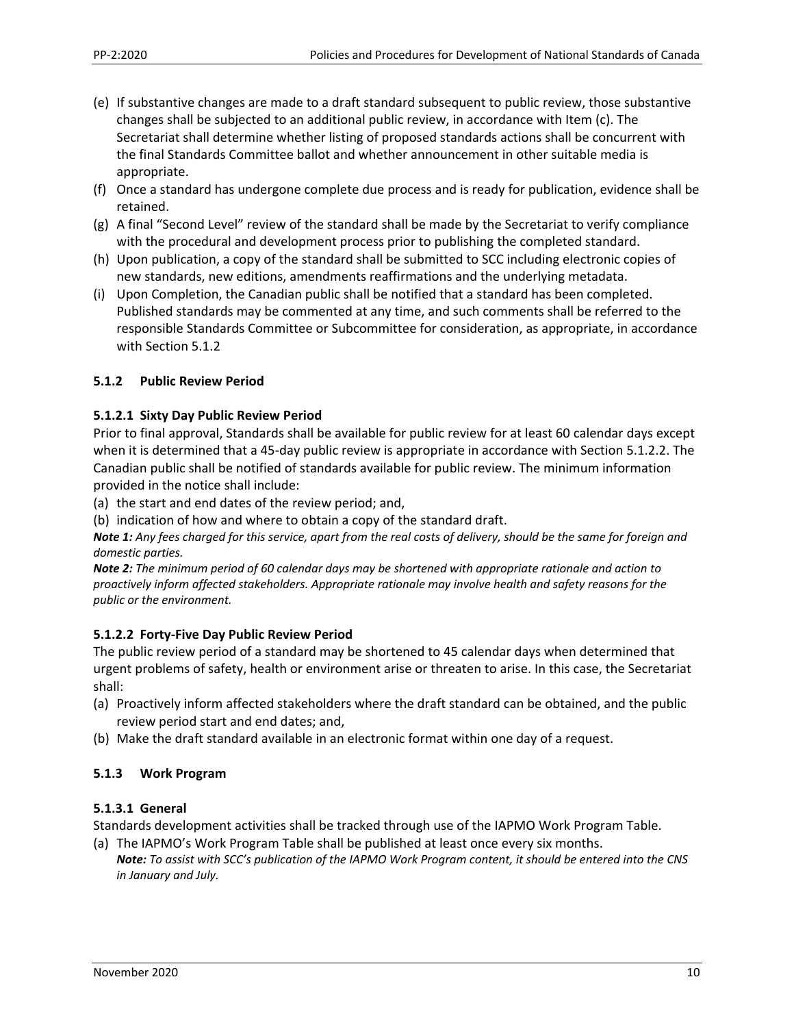(e) If substantive changes are made to a draft standard subsequent to public review, those substantive changes shall be subjected to an additional public review, in accordance with Item (c). The Secretariat shall determine whether listing of proposed standards actions shall be concurrent with the final Standards Committee ballot and whether announcement in other suitable media is appropriate.
(f) Once a standard has undergone complete due process and is ready for publication, evidence shall be retained.
(g) A final "Second Level" review of the standard shall be made by the Secretariat to verify compliance with the procedural and development process prior to publishing the completed standard.
(h) Upon publication, a copy of the standard shall be submitted to SCC including electronic copies of new standards, new editions, amendments reaffirmations and the underlying metadata.
(i) Upon Completion, the Canadian public shall be notified that a standard has been completed. Published standards may be commented at any time, and such comments shall be referred to the responsible Standards Committee or Subcommittee for consideration, as appropriate, in accordance with Section 5.1.2

### 5.1.2 Public Review Period

#### 5.1.2.1 Sixty Day Public Review Period

Prior to final approval, Standards shall be available for public review for at least 60 calendar days except when it is determined that a 45-day public review is appropriate in accordance with Section 5.1.2.2. The Canadian public shall be notified of standards available for public review. The minimum information provided in the notice shall include:

(a) the start and end dates of the review period; and,
(b) indication of how and where to obtain a copy of the standard draft.

***Note 1:*** *Any fees charged for this service, apart from the real costs of delivery, should be the same for foreign and domestic parties.*

***Note 2:*** *The minimum period of 60 calendar days may be shortened with appropriate rationale and action to proactively inform affected stakeholders. Appropriate rationale may involve health and safety reasons for the public or the environment.*

#### 5.1.2.2 Forty-Five Day Public Review Period

The public review period of a standard may be shortened to 45 calendar days when determined that urgent problems of safety, health or environment arise or threaten to arise. In this case, the Secretariat shall:

(a) Proactively inform affected stakeholders where the draft standard can be obtained, and the public review period start and end dates; and,
(b) Make the draft standard available in an electronic format within one day of a request.

### 5.1.3 Work Program

#### 5.1.3.1 General

Standards development activities shall be tracked through use of the IAPMO Work Program Table.

(a) The IAPMO's Work Program Table shall be published at least once every six months.
***Note:*** *To assist with SCC's publication of the IAPMO Work Program content, it should be entered into the CNS in January and July.*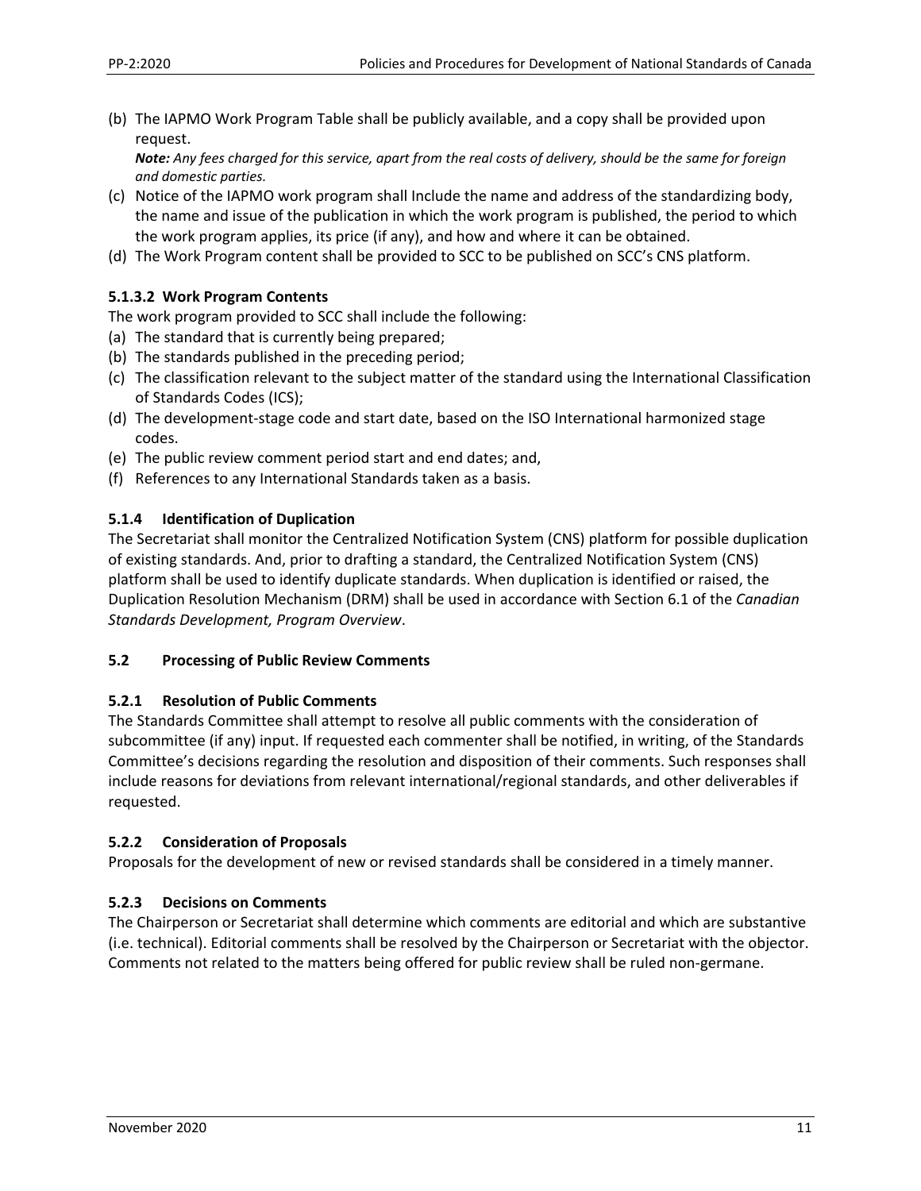(b) The IAPMO Work Program Table shall be publicly available, and a copy shall be provided upon request.
*__Note:__ Any fees charged for this service, apart from the real costs of delivery, should be the same for foreign and domestic parties.*

(c) Notice of the IAPMO work program shall Include the name and address of the standardizing body, the name and issue of the publication in which the work program is published, the period to which the work program applies, its price (if any), and how and where it can be obtained.

(d) The Work Program content shall be provided to SCC to be published on SCC's CNS platform.

#### 5.1.3.2 Work Program Contents

The work program provided to SCC shall include the following:

(a) The standard that is currently being prepared;
(b) The standards published in the preceding period;
(c) The classification relevant to the subject matter of the standard using the International Classification of Standards Codes (ICS);
(d) The development-stage code and start date, based on the ISO International harmonized stage codes.
(e) The public review comment period start and end dates; and,
(f) References to any International Standards taken as a basis.

### 5.1.4 Identification of Duplication

The Secretariat shall monitor the Centralized Notification System (CNS) platform for possible duplication of existing standards. And, prior to drafting a standard, the Centralized Notification System (CNS) platform shall be used to identify duplicate standards. When duplication is identified or raised, the Duplication Resolution Mechanism (DRM) shall be used in accordance with Section 6.1 of the *Canadian Standards Development, Program Overview*.

## 5.2 Processing of Public Review Comments

### 5.2.1 Resolution of Public Comments

The Standards Committee shall attempt to resolve all public comments with the consideration of subcommittee (if any) input. If requested each commenter shall be notified, in writing, of the Standards Committee's decisions regarding the resolution and disposition of their comments. Such responses shall include reasons for deviations from relevant international/regional standards, and other deliverables if requested.

### 5.2.2 Consideration of Proposals

Proposals for the development of new or revised standards shall be considered in a timely manner.

### 5.2.3 Decisions on Comments

The Chairperson or Secretariat shall determine which comments are editorial and which are substantive (i.e. technical). Editorial comments shall be resolved by the Chairperson or Secretariat with the objector. Comments not related to the matters being offered for public review shall be ruled non-germane.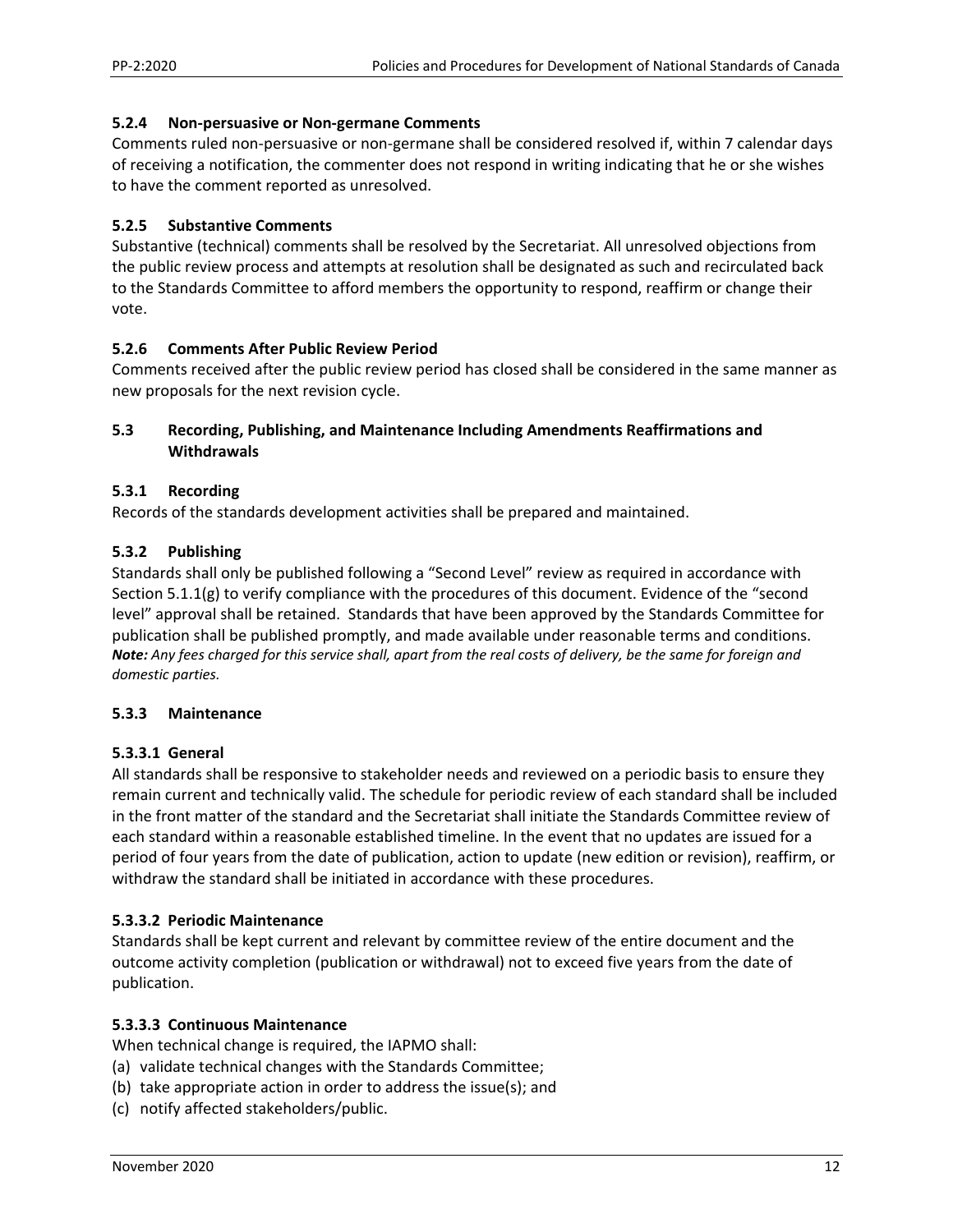### 5.2.4 Non-persuasive or Non-germane Comments

Comments ruled non-persuasive or non-germane shall be considered resolved if, within 7 calendar days of receiving a notification, the commenter does not respond in writing indicating that he or she wishes to have the comment reported as unresolved.

### 5.2.5 Substantive Comments

Substantive (technical) comments shall be resolved by the Secretariat. All unresolved objections from the public review process and attempts at resolution shall be designated as such and recirculated back to the Standards Committee to afford members the opportunity to respond, reaffirm or change their vote.

### 5.2.6 Comments After Public Review Period

Comments received after the public review period has closed shall be considered in the same manner as new proposals for the next revision cycle.

## 5.3 Recording, Publishing, and Maintenance Including Amendments Reaffirmations and Withdrawals

### 5.3.1 Recording

Records of the standards development activities shall be prepared and maintained.

### 5.3.2 Publishing

Standards shall only be published following a "Second Level" review as required in accordance with Section 5.1.1(g) to verify compliance with the procedures of this document. Evidence of the "second level" approval shall be retained. Standards that have been approved by the Standards Committee for publication shall be published promptly, and made available under reasonable terms and conditions.

***Note:*** *Any fees charged for this service shall, apart from the real costs of delivery, be the same for foreign and domestic parties.*

### 5.3.3 Maintenance

#### 5.3.3.1 General

All standards shall be responsive to stakeholder needs and reviewed on a periodic basis to ensure they remain current and technically valid. The schedule for periodic review of each standard shall be included in the front matter of the standard and the Secretariat shall initiate the Standards Committee review of each standard within a reasonable established timeline. In the event that no updates are issued for a period of four years from the date of publication, action to update (new edition or revision), reaffirm, or withdraw the standard shall be initiated in accordance with these procedures.

#### 5.3.3.2 Periodic Maintenance

Standards shall be kept current and relevant by committee review of the entire document and the outcome activity completion (publication or withdrawal) not to exceed five years from the date of publication.

#### 5.3.3.3 Continuous Maintenance

When technical change is required, the IAPMO shall:

(a) validate technical changes with the Standards Committee;
(b) take appropriate action in order to address the issue(s); and
(c) notify affected stakeholders/public.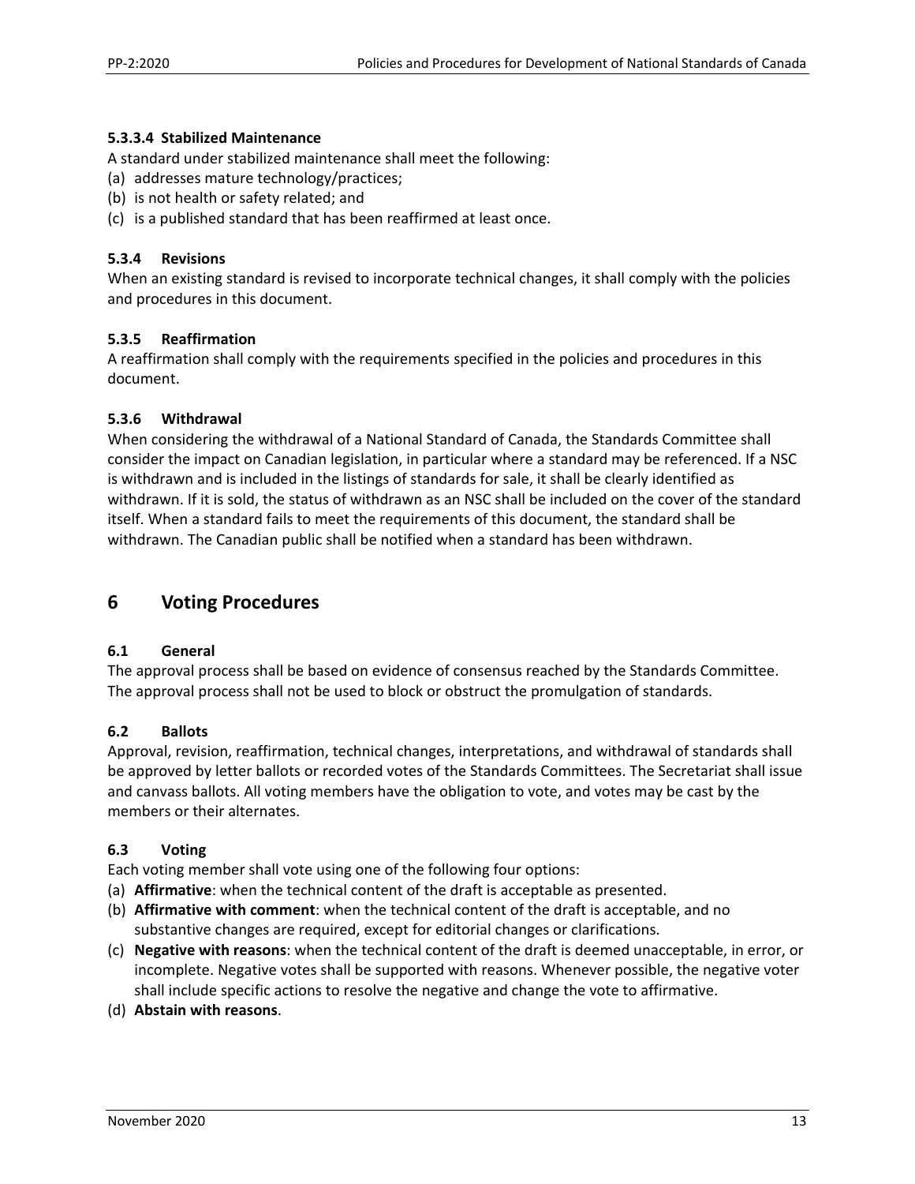#### 5.3.3.4 Stabilized Maintenance

A standard under stabilized maintenance shall meet the following:

(a) addresses mature technology/practices;
(b) is not health or safety related; and
(c) is a published standard that has been reaffirmed at least once.

### 5.3.4 Revisions

When an existing standard is revised to incorporate technical changes, it shall comply with the policies and procedures in this document.

### 5.3.5 Reaffirmation

A reaffirmation shall comply with the requirements specified in the policies and procedures in this document.

### 5.3.6 Withdrawal

When considering the withdrawal of a National Standard of Canada, the Standards Committee shall consider the impact on Canadian legislation, in particular where a standard may be referenced. If a NSC is withdrawn and is included in the listings of standards for sale, it shall be clearly identified as withdrawn. If it is sold, the status of withdrawn as an NSC shall be included on the cover of the standard itself. When a standard fails to meet the requirements of this document, the standard shall be withdrawn. The Canadian public shall be notified when a standard has been withdrawn.

# 6 Voting Procedures

## 6.1 General

The approval process shall be based on evidence of consensus reached by the Standards Committee. The approval process shall not be used to block or obstruct the promulgation of standards.

## 6.2 Ballots

Approval, revision, reaffirmation, technical changes, interpretations, and withdrawal of standards shall be approved by letter ballots or recorded votes of the Standards Committees. The Secretariat shall issue and canvass ballots. All voting members have the obligation to vote, and votes may be cast by the members or their alternates.

## 6.3 Voting

Each voting member shall vote using one of the following four options:

(a) **Affirmative**: when the technical content of the draft is acceptable as presented.
(b) **Affirmative with comment**: when the technical content of the draft is acceptable, and no substantive changes are required, except for editorial changes or clarifications.
(c) **Negative with reasons**: when the technical content of the draft is deemed unacceptable, in error, or incomplete. Negative votes shall be supported with reasons. Whenever possible, the negative voter shall include specific actions to resolve the negative and change the vote to affirmative.
(d) **Abstain with reasons**.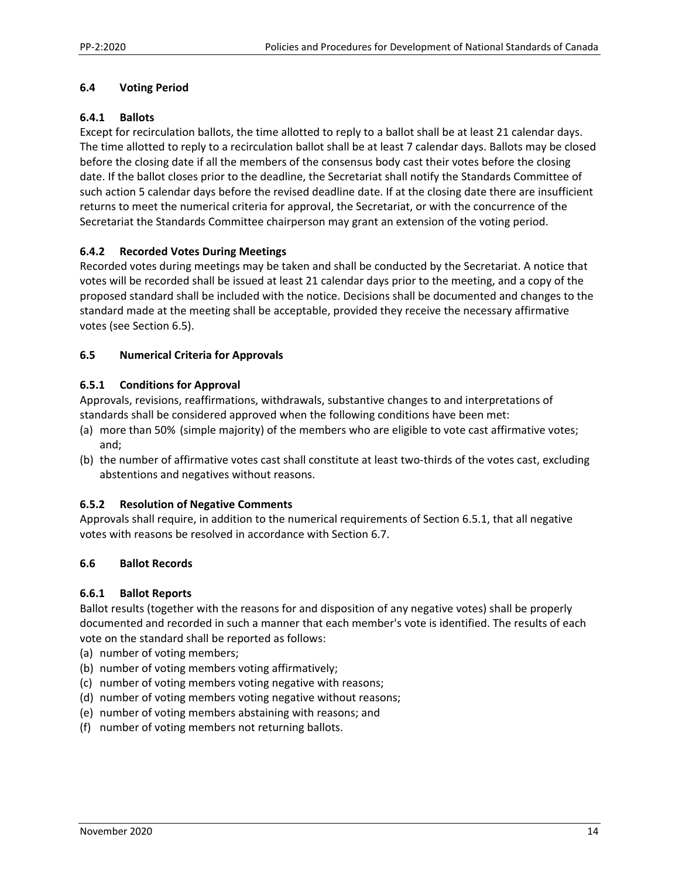## 6.4 Voting Period

### 6.4.1 Ballots

Except for recirculation ballots, the time allotted to reply to a ballot shall be at least 21 calendar days. The time allotted to reply to a recirculation ballot shall be at least 7 calendar days. Ballots may be closed before the closing date if all the members of the consensus body cast their votes before the closing date. If the ballot closes prior to the deadline, the Secretariat shall notify the Standards Committee of such action 5 calendar days before the revised deadline date. If at the closing date there are insufficient returns to meet the numerical criteria for approval, the Secretariat, or with the concurrence of the Secretariat the Standards Committee chairperson may grant an extension of the voting period.

### 6.4.2 Recorded Votes During Meetings

Recorded votes during meetings may be taken and shall be conducted by the Secretariat. A notice that votes will be recorded shall be issued at least 21 calendar days prior to the meeting, and a copy of the proposed standard shall be included with the notice. Decisions shall be documented and changes to the standard made at the meeting shall be acceptable, provided they receive the necessary affirmative votes (see Section 6.5).

## 6.5 Numerical Criteria for Approvals

### 6.5.1 Conditions for Approval

Approvals, revisions, reaffirmations, withdrawals, substantive changes to and interpretations of standards shall be considered approved when the following conditions have been met:

(a) more than 50% (simple majority) of the members who are eligible to vote cast affirmative votes; and;

(b) the number of affirmative votes cast shall constitute at least two-thirds of the votes cast, excluding abstentions and negatives without reasons.

### 6.5.2 Resolution of Negative Comments

Approvals shall require, in addition to the numerical requirements of Section 6.5.1, that all negative votes with reasons be resolved in accordance with Section 6.7.

## 6.6 Ballot Records

### 6.6.1 Ballot Reports

Ballot results (together with the reasons for and disposition of any negative votes) shall be properly documented and recorded in such a manner that each member's vote is identified. The results of each vote on the standard shall be reported as follows:

(a) number of voting members;
(b) number of voting members voting affirmatively;
(c) number of voting members voting negative with reasons;
(d) number of voting members voting negative without reasons;
(e) number of voting members abstaining with reasons; and
(f) number of voting members not returning ballots.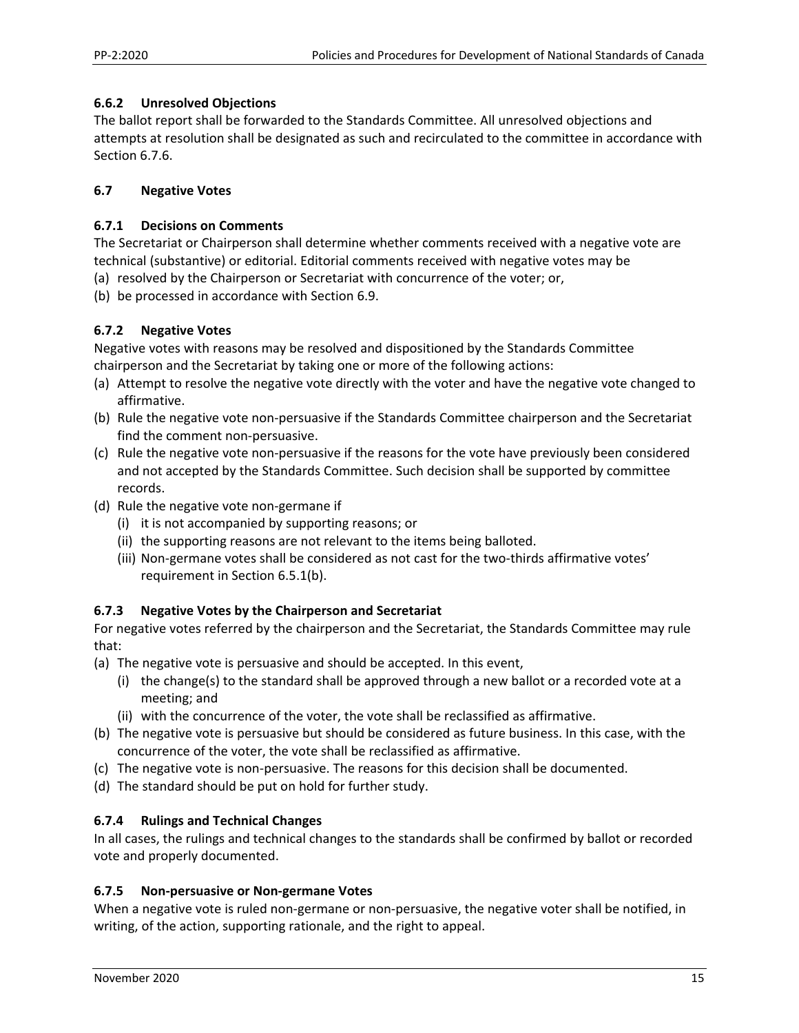### 6.6.2 Unresolved Objections

The ballot report shall be forwarded to the Standards Committee. All unresolved objections and attempts at resolution shall be designated as such and recirculated to the committee in accordance with Section 6.7.6.

## 6.7 Negative Votes

### 6.7.1 Decisions on Comments

The Secretariat or Chairperson shall determine whether comments received with a negative vote are technical (substantive) or editorial. Editorial comments received with negative votes may be

(a) resolved by the Chairperson or Secretariat with concurrence of the voter; or,

(b) be processed in accordance with Section 6.9.

### 6.7.2 Negative Votes

Negative votes with reasons may be resolved and dispositioned by the Standards Committee chairperson and the Secretariat by taking one or more of the following actions:

(a) Attempt to resolve the negative vote directly with the voter and have the negative vote changed to affirmative.

(b) Rule the negative vote non-persuasive if the Standards Committee chairperson and the Secretariat find the comment non-persuasive.

(c) Rule the negative vote non-persuasive if the reasons for the vote have previously been considered and not accepted by the Standards Committee. Such decision shall be supported by committee records.

(d) Rule the negative vote non-germane if
   (i) it is not accompanied by supporting reasons; or
   (ii) the supporting reasons are not relevant to the items being balloted.
   (iii) Non-germane votes shall be considered as not cast for the two-thirds affirmative votes' requirement in Section 6.5.1(b).

### 6.7.3 Negative Votes by the Chairperson and Secretariat

For negative votes referred by the chairperson and the Secretariat, the Standards Committee may rule that:

(a) The negative vote is persuasive and should be accepted. In this event,
   (i) the change(s) to the standard shall be approved through a new ballot or a recorded vote at a meeting; and
   (ii) with the concurrence of the voter, the vote shall be reclassified as affirmative.

(b) The negative vote is persuasive but should be considered as future business. In this case, with the concurrence of the voter, the vote shall be reclassified as affirmative.

(c) The negative vote is non-persuasive. The reasons for this decision shall be documented.

(d) The standard should be put on hold for further study.

### 6.7.4 Rulings and Technical Changes

In all cases, the rulings and technical changes to the standards shall be confirmed by ballot or recorded vote and properly documented.

### 6.7.5 Non-persuasive or Non-germane Votes

When a negative vote is ruled non-germane or non-persuasive, the negative voter shall be notified, in writing, of the action, supporting rationale, and the right to appeal.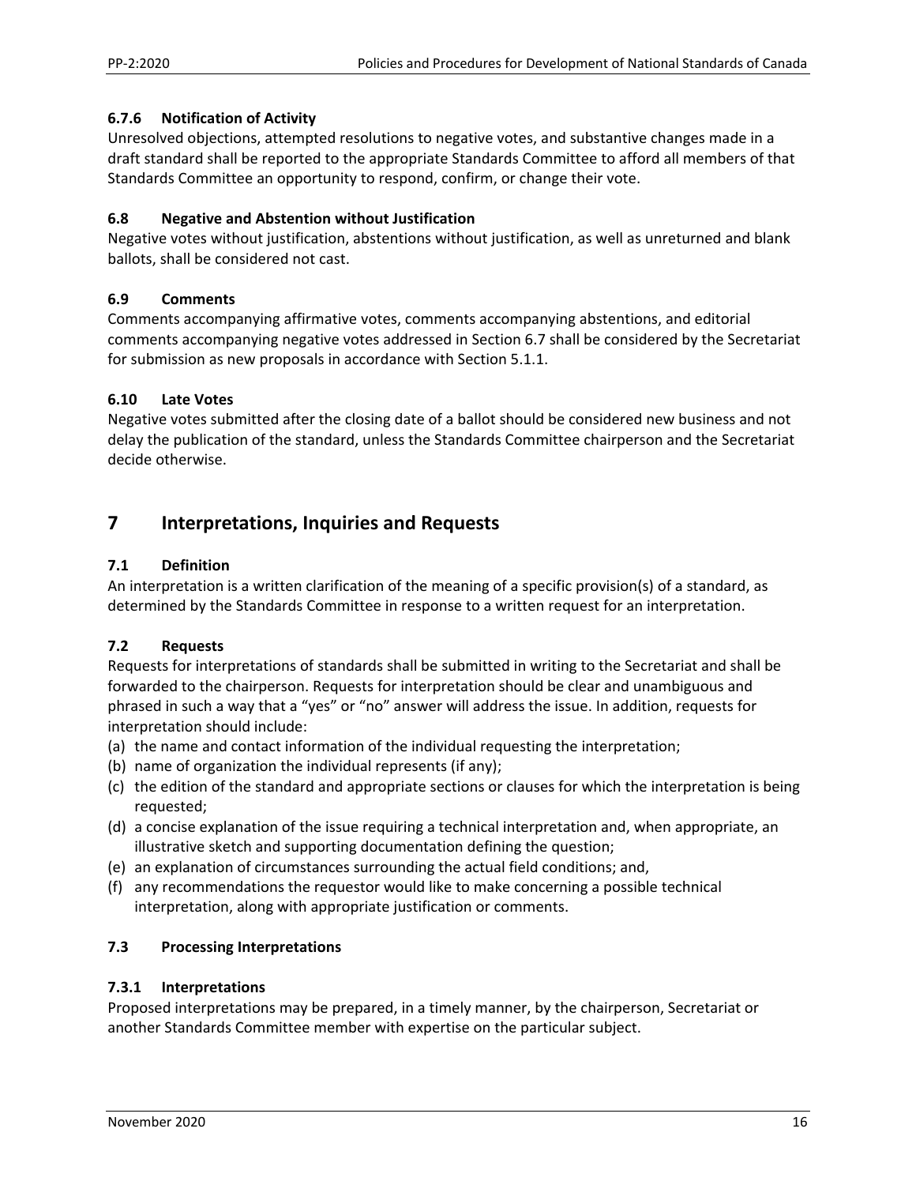### 6.7.6 Notification of Activity

Unresolved objections, attempted resolutions to negative votes, and substantive changes made in a draft standard shall be reported to the appropriate Standards Committee to afford all members of that Standards Committee an opportunity to respond, confirm, or change their vote.

### 6.8 Negative and Abstention without Justification

Negative votes without justification, abstentions without justification, as well as unreturned and blank ballots, shall be considered not cast.

### 6.9 Comments

Comments accompanying affirmative votes, comments accompanying abstentions, and editorial comments accompanying negative votes addressed in Section 6.7 shall be considered by the Secretariat for submission as new proposals in accordance with Section 5.1.1.

### 6.10 Late Votes

Negative votes submitted after the closing date of a ballot should be considered new business and not delay the publication of the standard, unless the Standards Committee chairperson and the Secretariat decide otherwise.

## 7 Interpretations, Inquiries and Requests

### 7.1 Definition

An interpretation is a written clarification of the meaning of a specific provision(s) of a standard, as determined by the Standards Committee in response to a written request for an interpretation.

### 7.2 Requests

Requests for interpretations of standards shall be submitted in writing to the Secretariat and shall be forwarded to the chairperson. Requests for interpretation should be clear and unambiguous and phrased in such a way that a "yes" or "no" answer will address the issue. In addition, requests for interpretation should include:

(a) the name and contact information of the individual requesting the interpretation;
(b) name of organization the individual represents (if any);
(c) the edition of the standard and appropriate sections or clauses for which the interpretation is being requested;
(d) a concise explanation of the issue requiring a technical interpretation and, when appropriate, an illustrative sketch and supporting documentation defining the question;
(e) an explanation of circumstances surrounding the actual field conditions; and,
(f) any recommendations the requestor would like to make concerning a possible technical interpretation, along with appropriate justification or comments.

### 7.3 Processing Interpretations

#### 7.3.1 Interpretations

Proposed interpretations may be prepared, in a timely manner, by the chairperson, Secretariat or another Standards Committee member with expertise on the particular subject.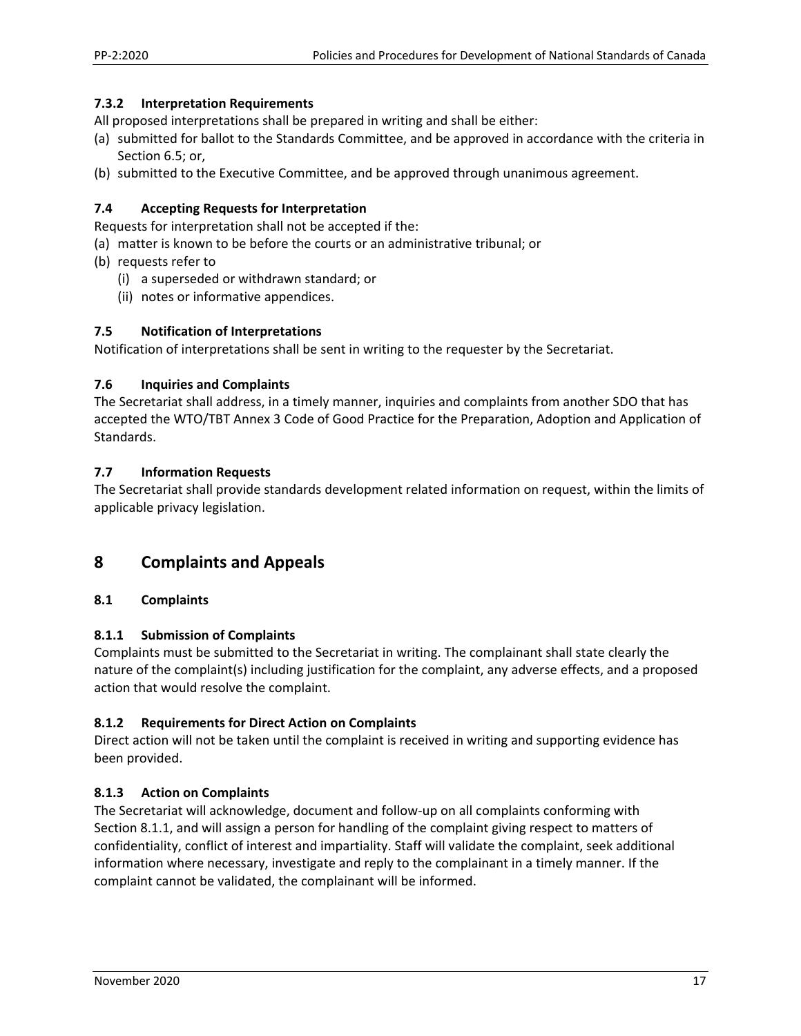### 7.3.2 Interpretation Requirements

All proposed interpretations shall be prepared in writing and shall be either:

(a) submitted for ballot to the Standards Committee, and be approved in accordance with the criteria in Section 6.5; or,

(b) submitted to the Executive Committee, and be approved through unanimous agreement.

### 7.4 Accepting Requests for Interpretation

Requests for interpretation shall not be accepted if the:

(a) matter is known to be before the courts or an administrative tribunal; or

(b) requests refer to
   - (i) a superseded or withdrawn standard; or
   - (ii) notes or informative appendices.

### 7.5 Notification of Interpretations

Notification of interpretations shall be sent in writing to the requester by the Secretariat.

### 7.6 Inquiries and Complaints

The Secretariat shall address, in a timely manner, inquiries and complaints from another SDO that has accepted the WTO/TBT Annex 3 Code of Good Practice for the Preparation, Adoption and Application of Standards.

### 7.7 Information Requests

The Secretariat shall provide standards development related information on request, within the limits of applicable privacy legislation.

## 8 Complaints and Appeals

### 8.1 Complaints

### 8.1.1 Submission of Complaints

Complaints must be submitted to the Secretariat in writing. The complainant shall state clearly the nature of the complaint(s) including justification for the complaint, any adverse effects, and a proposed action that would resolve the complaint.

### 8.1.2 Requirements for Direct Action on Complaints

Direct action will not be taken until the complaint is received in writing and supporting evidence has been provided.

### 8.1.3 Action on Complaints

The Secretariat will acknowledge, document and follow-up on all complaints conforming with Section 8.1.1, and will assign a person for handling of the complaint giving respect to matters of confidentiality, conflict of interest and impartiality. Staff will validate the complaint, seek additional information where necessary, investigate and reply to the complainant in a timely manner. If the complaint cannot be validated, the complainant will be informed.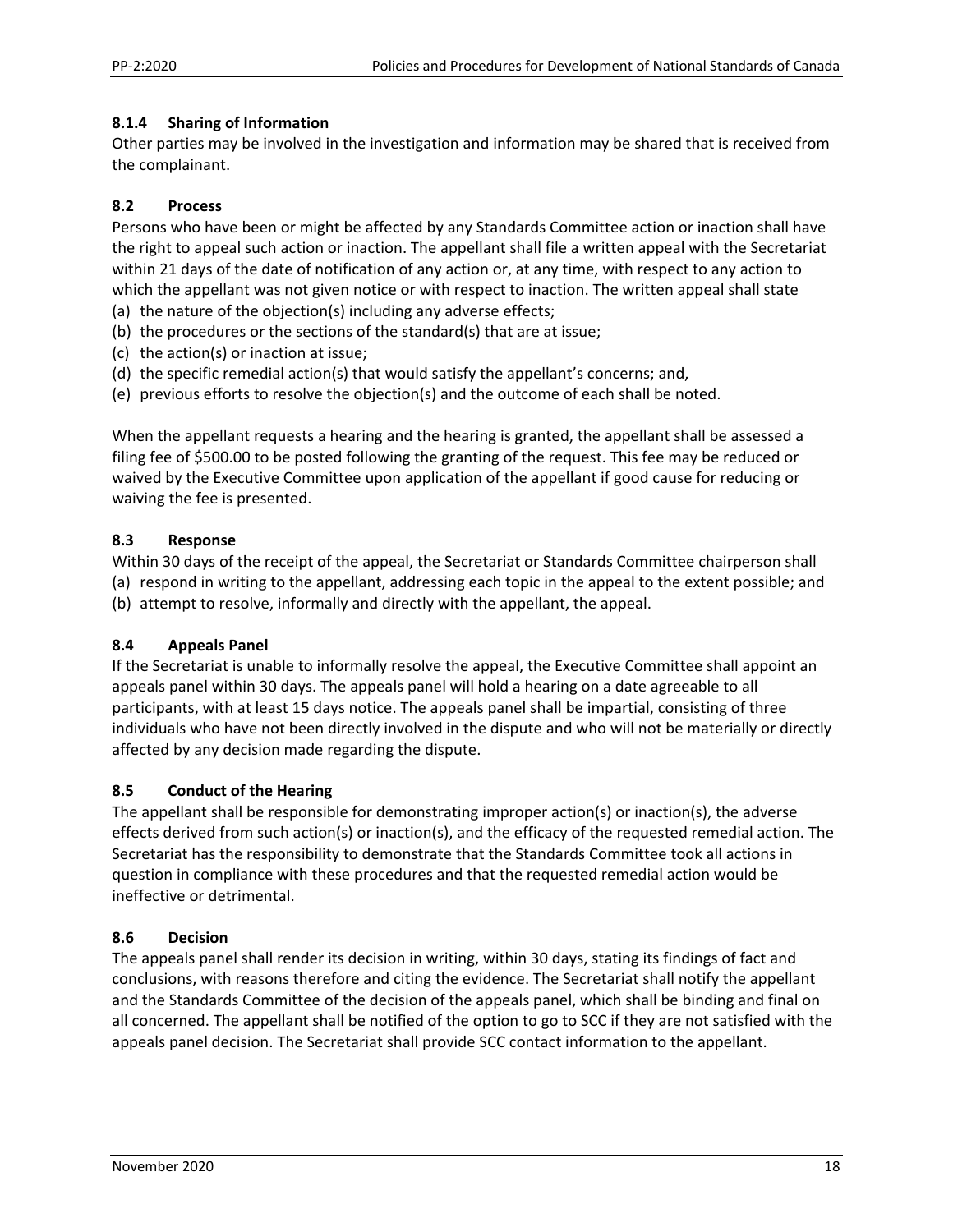### 8.1.4 Sharing of Information

Other parties may be involved in the investigation and information may be shared that is received from the complainant.

### 8.2 Process

Persons who have been or might be affected by any Standards Committee action or inaction shall have the right to appeal such action or inaction. The appellant shall file a written appeal with the Secretariat within 21 days of the date of notification of any action or, at any time, with respect to any action to which the appellant was not given notice or with respect to inaction. The written appeal shall state

(a) the nature of the objection(s) including any adverse effects;
(b) the procedures or the sections of the standard(s) that are at issue;
(c) the action(s) or inaction at issue;
(d) the specific remedial action(s) that would satisfy the appellant's concerns; and,
(e) previous efforts to resolve the objection(s) and the outcome of each shall be noted.

When the appellant requests a hearing and the hearing is granted, the appellant shall be assessed a filing fee of $500.00 to be posted following the granting of the request. This fee may be reduced or waived by the Executive Committee upon application of the appellant if good cause for reducing or waiving the fee is presented.

### 8.3 Response

Within 30 days of the receipt of the appeal, the Secretariat or Standards Committee chairperson shall

(a) respond in writing to the appellant, addressing each topic in the appeal to the extent possible; and
(b) attempt to resolve, informally and directly with the appellant, the appeal.

### 8.4 Appeals Panel

If the Secretariat is unable to informally resolve the appeal, the Executive Committee shall appoint an appeals panel within 30 days. The appeals panel will hold a hearing on a date agreeable to all participants, with at least 15 days notice. The appeals panel shall be impartial, consisting of three individuals who have not been directly involved in the dispute and who will not be materially or directly affected by any decision made regarding the dispute.

### 8.5 Conduct of the Hearing

The appellant shall be responsible for demonstrating improper action(s) or inaction(s), the adverse effects derived from such action(s) or inaction(s), and the efficacy of the requested remedial action. The Secretariat has the responsibility to demonstrate that the Standards Committee took all actions in question in compliance with these procedures and that the requested remedial action would be ineffective or detrimental.

### 8.6 Decision

The appeals panel shall render its decision in writing, within 30 days, stating its findings of fact and conclusions, with reasons therefore and citing the evidence. The Secretariat shall notify the appellant and the Standards Committee of the decision of the appeals panel, which shall be binding and final on all concerned. The appellant shall be notified of the option to go to SCC if they are not satisfied with the appeals panel decision. The Secretariat shall provide SCC contact information to the appellant.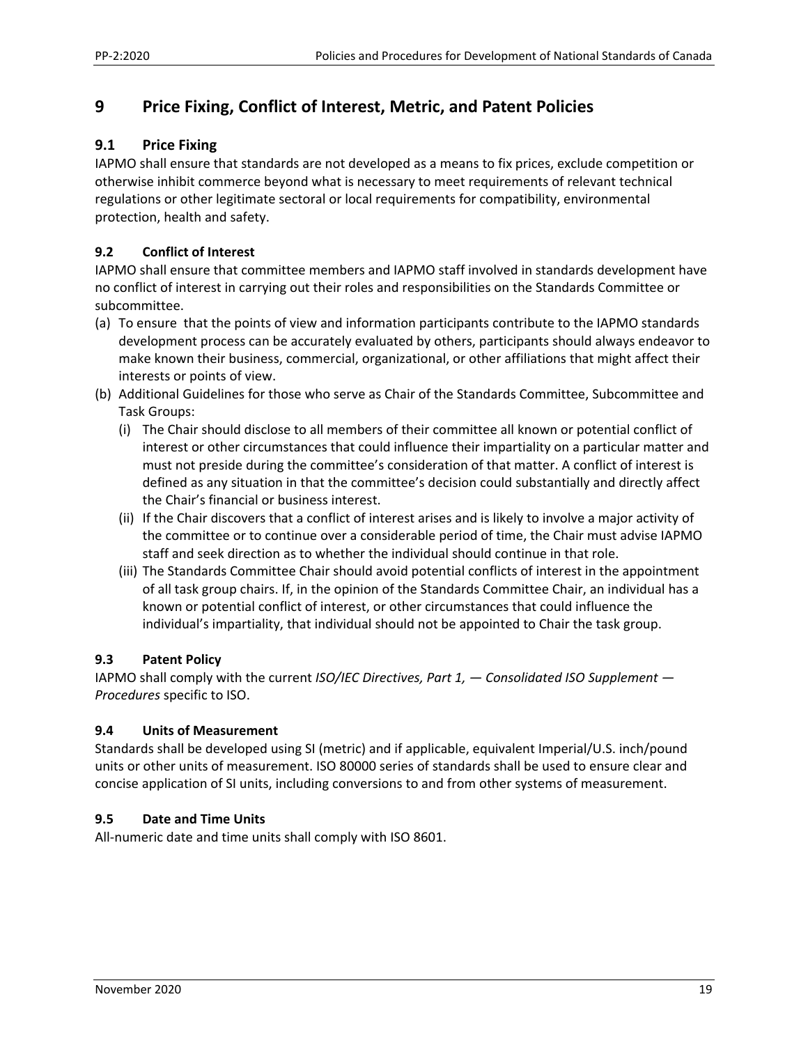# 9 Price Fixing, Conflict of Interest, Metric, and Patent Policies

## 9.1 Price Fixing

IAPMO shall ensure that standards are not developed as a means to fix prices, exclude competition or otherwise inhibit commerce beyond what is necessary to meet requirements of relevant technical regulations or other legitimate sectoral or local requirements for compatibility, environmental protection, health and safety.

### 9.2 Conflict of Interest

IAPMO shall ensure that committee members and IAPMO staff involved in standards development have no conflict of interest in carrying out their roles and responsibilities on the Standards Committee or subcommittee.

(a) To ensure that the points of view and information participants contribute to the IAPMO standards development process can be accurately evaluated by others, participants should always endeavor to make known their business, commercial, organizational, or other affiliations that might affect their interests or points of view.

(b) Additional Guidelines for those who serve as Chair of the Standards Committee, Subcommittee and Task Groups:

   (i) The Chair should disclose to all members of their committee all known or potential conflict of interest or other circumstances that could influence their impartiality on a particular matter and must not preside during the committee's consideration of that matter. A conflict of interest is defined as any situation in that the committee's decision could substantially and directly affect the Chair's financial or business interest.

   (ii) If the Chair discovers that a conflict of interest arises and is likely to involve a major activity of the committee or to continue over a considerable period of time, the Chair must advise IAPMO staff and seek direction as to whether the individual should continue in that role.

   (iii) The Standards Committee Chair should avoid potential conflicts of interest in the appointment of all task group chairs. If, in the opinion of the Standards Committee Chair, an individual has a known or potential conflict of interest, or other circumstances that could influence the individual's impartiality, that individual should not be appointed to Chair the task group.

### 9.3 Patent Policy

IAPMO shall comply with the current *ISO/IEC Directives, Part 1, — Consolidated ISO Supplement — Procedures* specific to ISO.

### 9.4 Units of Measurement

Standards shall be developed using SI (metric) and if applicable, equivalent Imperial/U.S. inch/pound units or other units of measurement. ISO 80000 series of standards shall be used to ensure clear and concise application of SI units, including conversions to and from other systems of measurement.

### 9.5 Date and Time Units

All-numeric date and time units shall comply with ISO 8601.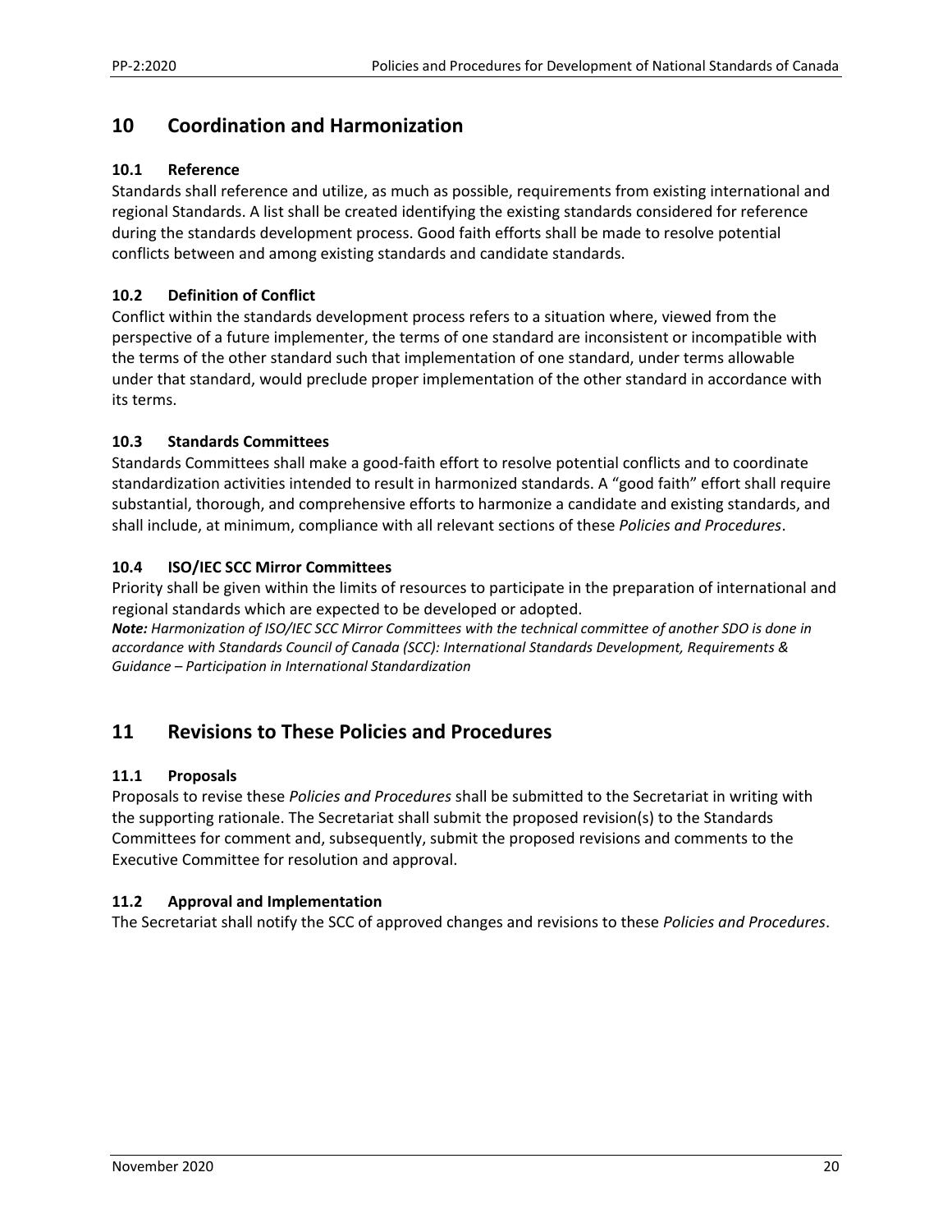## 10 Coordination and Harmonization

### 10.1 Reference

Standards shall reference and utilize, as much as possible, requirements from existing international and regional Standards. A list shall be created identifying the existing standards considered for reference during the standards development process. Good faith efforts shall be made to resolve potential conflicts between and among existing standards and candidate standards.

### 10.2 Definition of Conflict

Conflict within the standards development process refers to a situation where, viewed from the perspective of a future implementer, the terms of one standard are inconsistent or incompatible with the terms of the other standard such that implementation of one standard, under terms allowable under that standard, would preclude proper implementation of the other standard in accordance with its terms.

### 10.3 Standards Committees

Standards Committees shall make a good-faith effort to resolve potential conflicts and to coordinate standardization activities intended to result in harmonized standards. A "good faith" effort shall require substantial, thorough, and comprehensive efforts to harmonize a candidate and existing standards, and shall include, at minimum, compliance with all relevant sections of these *Policies and Procedures*.

### 10.4 ISO/IEC SCC Mirror Committees

Priority shall be given within the limits of resources to participate in the preparation of international and regional standards which are expected to be developed or adopted.

***Note:*** *Harmonization of ISO/IEC SCC Mirror Committees with the technical committee of another SDO is done in accordance with Standards Council of Canada (SCC): International Standards Development, Requirements & Guidance – Participation in International Standardization*

## 11 Revisions to These Policies and Procedures

### 11.1 Proposals

Proposals to revise these *Policies and Procedures* shall be submitted to the Secretariat in writing with the supporting rationale. The Secretariat shall submit the proposed revision(s) to the Standards Committees for comment and, subsequently, submit the proposed revisions and comments to the Executive Committee for resolution and approval.

### 11.2 Approval and Implementation

The Secretariat shall notify the SCC of approved changes and revisions to these *Policies and Procedures*.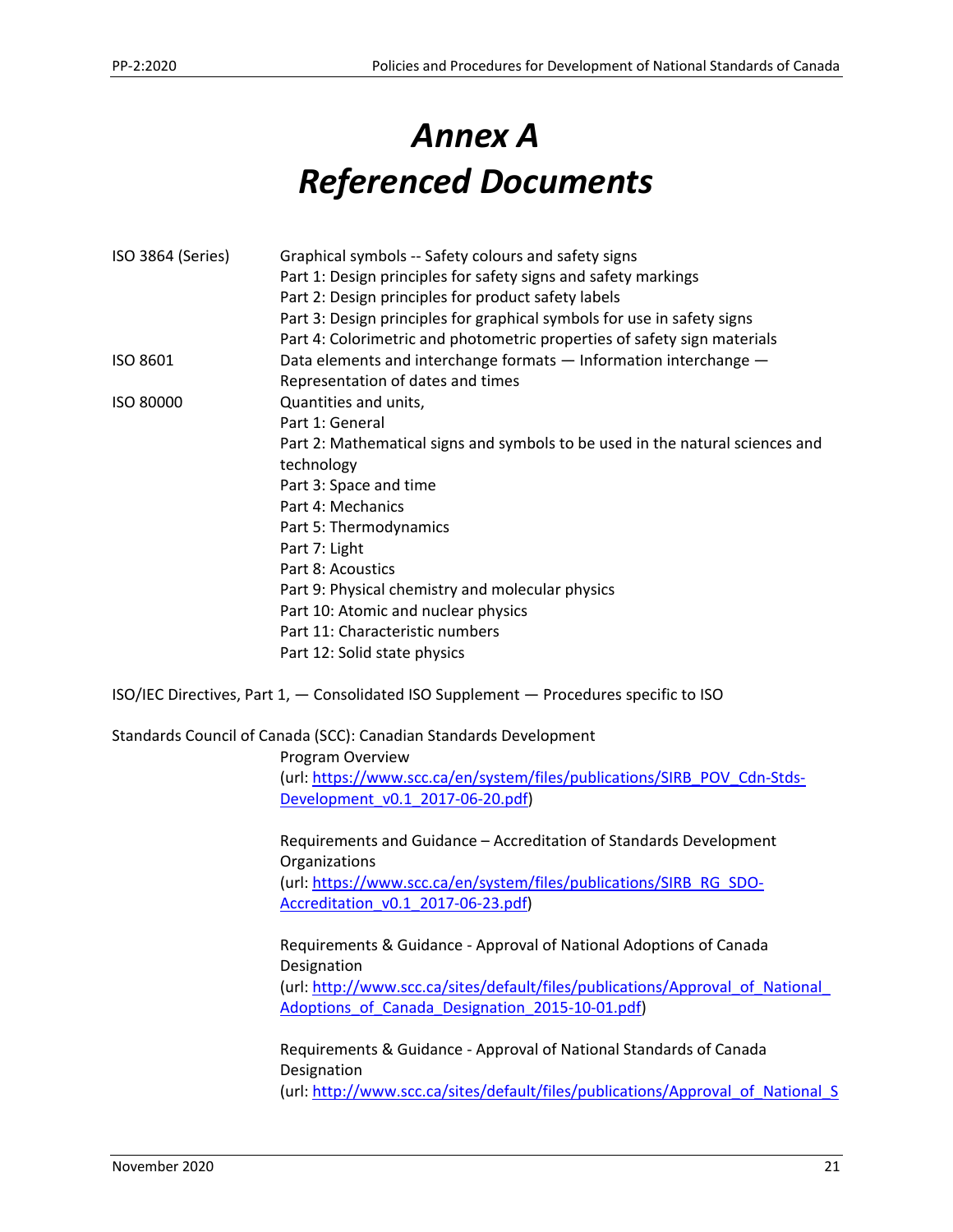# *Annex A*
# *Referenced Documents*

| | |
|---|---|
| ISO 3864 (Series) | Graphical symbols -- Safety colours and safety signs<br>Part 1: Design principles for safety signs and safety markings<br>Part 2: Design principles for product safety labels<br>Part 3: Design principles for graphical symbols for use in safety signs<br>Part 4: Colorimetric and photometric properties of safety sign materials |
| ISO 8601 | Data elements and interchange formats — Information interchange — Representation of dates and times |
| ISO 80000 | Quantities and units,<br>Part 1: General<br>Part 2: Mathematical signs and symbols to be used in the natural sciences and technology<br>Part 3: Space and time<br>Part 4: Mechanics<br>Part 5: Thermodynamics<br>Part 7: Light<br>Part 8: Acoustics<br>Part 9: Physical chemistry and molecular physics<br>Part 10: Atomic and nuclear physics<br>Part 11: Characteristic numbers<br>Part 12: Solid state physics |

ISO/IEC Directives, Part 1, — Consolidated ISO Supplement — Procedures specific to ISO

Standards Council of Canada (SCC): Canadian Standards Development

Program Overview
(url: https://www.scc.ca/en/system/files/publications/SIRB_POV_Cdn-Stds-Development_v0.1_2017-06-20.pdf)

Requirements and Guidance – Accreditation of Standards Development Organizations
(url: https://www.scc.ca/en/system/files/publications/SIRB_RG_SDO-Accreditation_v0.1_2017-06-23.pdf)

Requirements & Guidance - Approval of National Adoptions of Canada Designation
(url: http://www.scc.ca/sites/default/files/publications/Approval_of_National_Adoptions_of_Canada_Designation_2015-10-01.pdf)

Requirements & Guidance - Approval of National Standards of Canada Designation
(url: http://www.scc.ca/sites/default/files/publications/Approval_of_National_S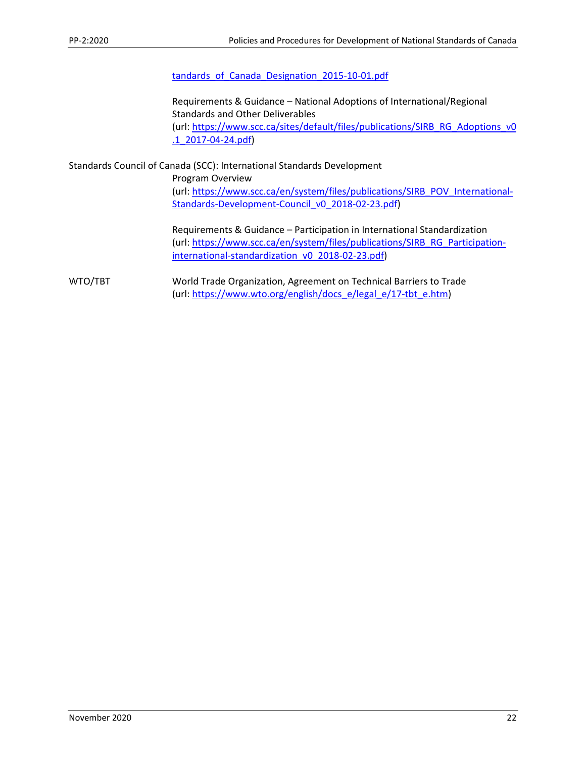tandards_of_Canada_Designation_2015-10-01.pdf

Requirements & Guidance – National Adoptions of International/Regional Standards and Other Deliverables
(url: https://www.scc.ca/sites/default/files/publications/SIRB_RG_Adoptions_v0.1_2017-04-24.pdf)

Standards Council of Canada (SCC): International Standards Development

Program Overview
(url: https://www.scc.ca/en/system/files/publications/SIRB_POV_International-Standards-Development-Council_v0_2018-02-23.pdf)

Requirements & Guidance – Participation in International Standardization
(url: https://www.scc.ca/en/system/files/publications/SIRB_RG_Participation-international-standardization_v0_2018-02-23.pdf)

WTO/TBT — World Trade Organization, Agreement on Technical Barriers to Trade
(url: https://www.wto.org/english/docs_e/legal_e/17-tbt_e.htm)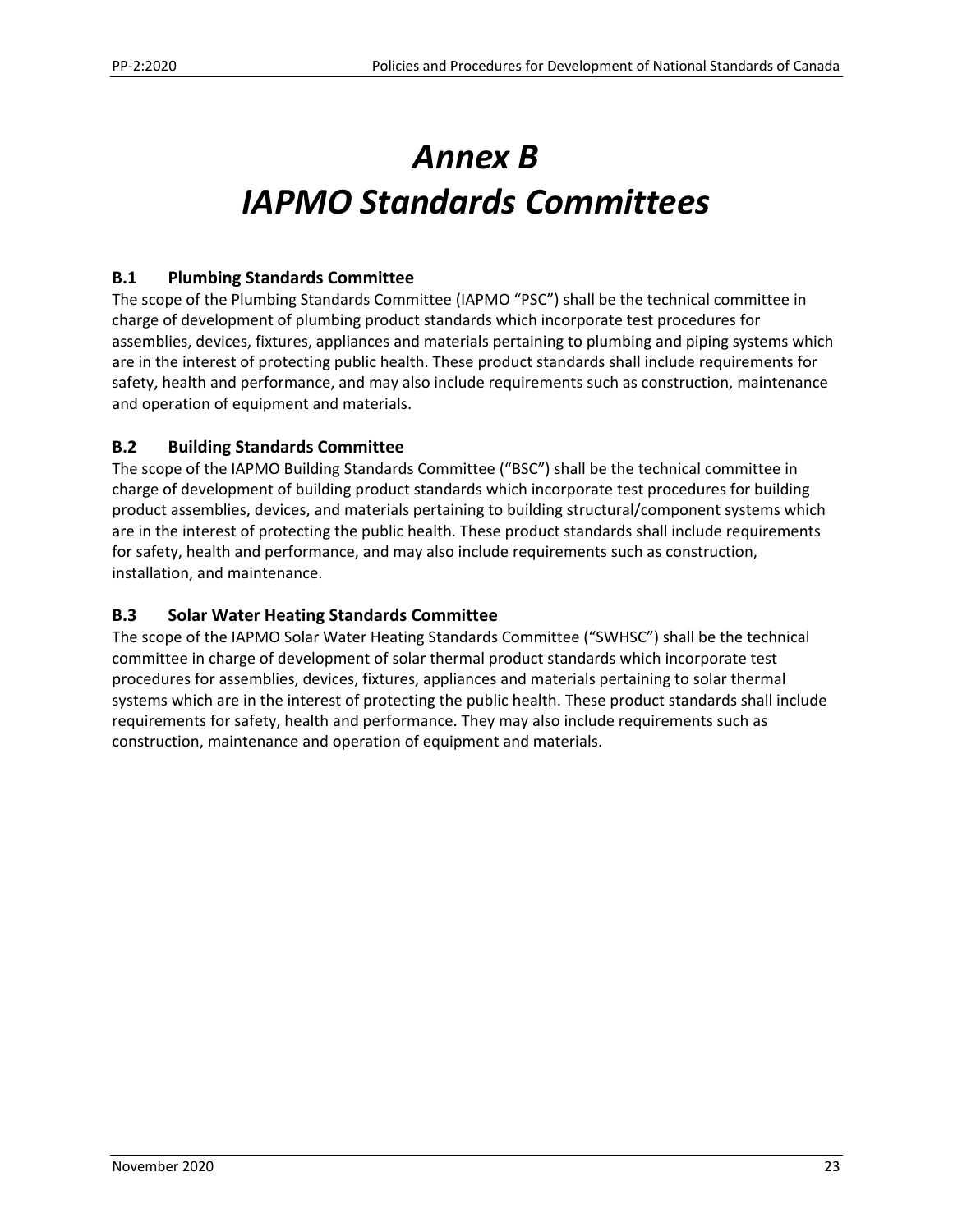# *Annex B*
# *IAPMO Standards Committees*

### B.1 Plumbing Standards Committee

The scope of the Plumbing Standards Committee (IAPMO "PSC") shall be the technical committee in charge of development of plumbing product standards which incorporate test procedures for assemblies, devices, fixtures, appliances and materials pertaining to plumbing and piping systems which are in the interest of protecting public health. These product standards shall include requirements for safety, health and performance, and may also include requirements such as construction, maintenance and operation of equipment and materials.

### B.2 Building Standards Committee

The scope of the IAPMO Building Standards Committee ("BSC") shall be the technical committee in charge of development of building product standards which incorporate test procedures for building product assemblies, devices, and materials pertaining to building structural/component systems which are in the interest of protecting the public health. These product standards shall include requirements for safety, health and performance, and may also include requirements such as construction, installation, and maintenance.

### B.3 Solar Water Heating Standards Committee

The scope of the IAPMO Solar Water Heating Standards Committee ("SWHSC") shall be the technical committee in charge of development of solar thermal product standards which incorporate test procedures for assemblies, devices, fixtures, appliances and materials pertaining to solar thermal systems which are in the interest of protecting the public health. These product standards shall include requirements for safety, health and performance. They may also include requirements such as construction, maintenance and operation of equipment and materials.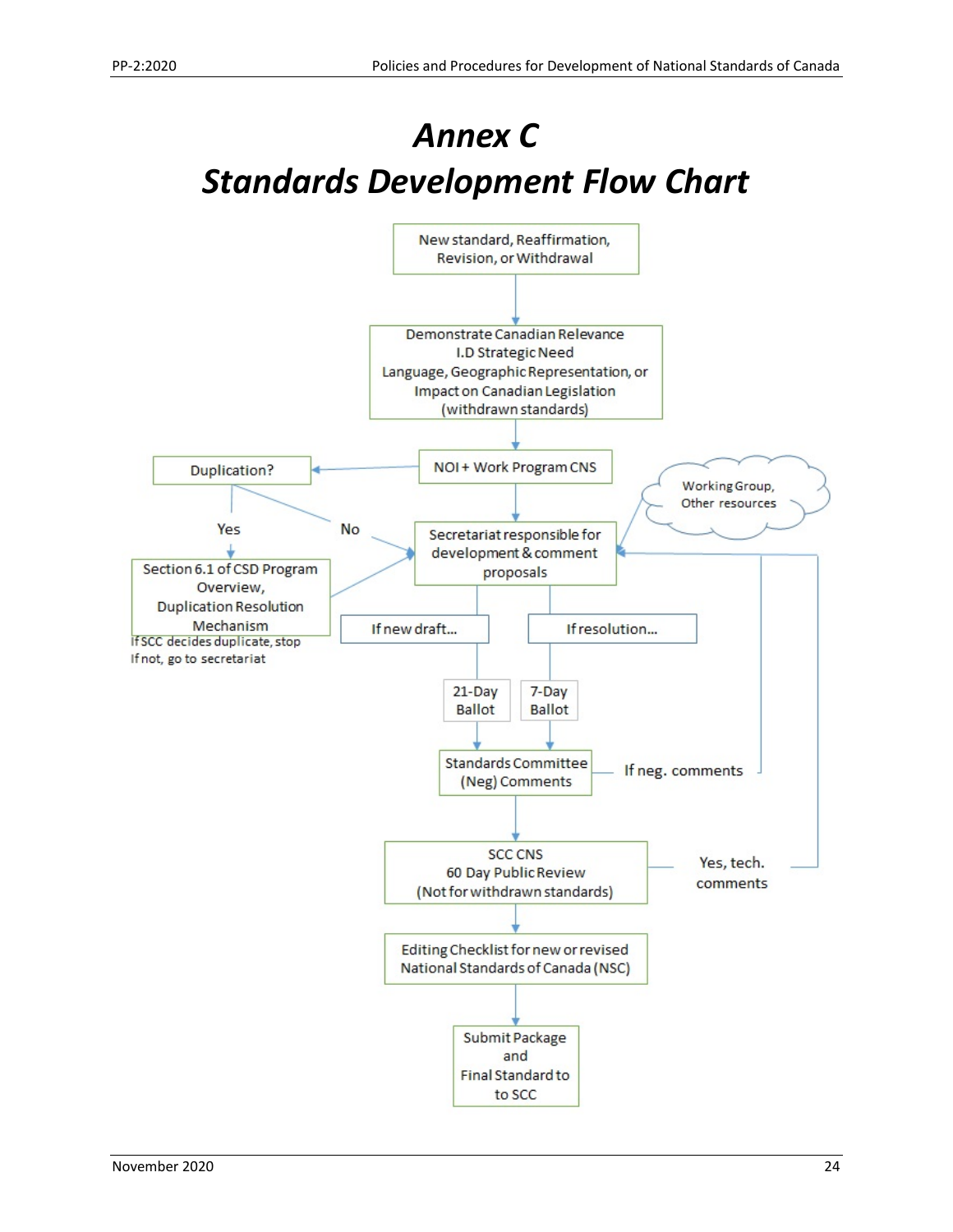# Annex C
# Standards Development Flow Chart

New standard, Reaffirmation, Revision, or Withdrawal

Demonstrate Canadian Relevance
I.D Strategic Need
Language, Geographic Representation, or
Impact on Canadian Legislation
(withdrawn standards)

NOI + Work Program CNS

Duplication?

Yes

No

Section 6.1 of CSD Program Overview,
Duplication Resolution Mechanism

If SCC decides duplicate, stop
If not, go to secretariat

Working Group,
Other resources

Secretariat responsible for development & comment proposals

If new draft…

If resolution…

21-Day Ballot

7-Day Ballot

Standards Committee (Neg) Comments

If neg. comments

SCC CNS
60 Day Public Review
(Not for withdrawn standards)

Yes, tech. comments

Editing Checklist for new or revised National Standards of Canada (NSC)

Submit Package and Final Standard to to SCC